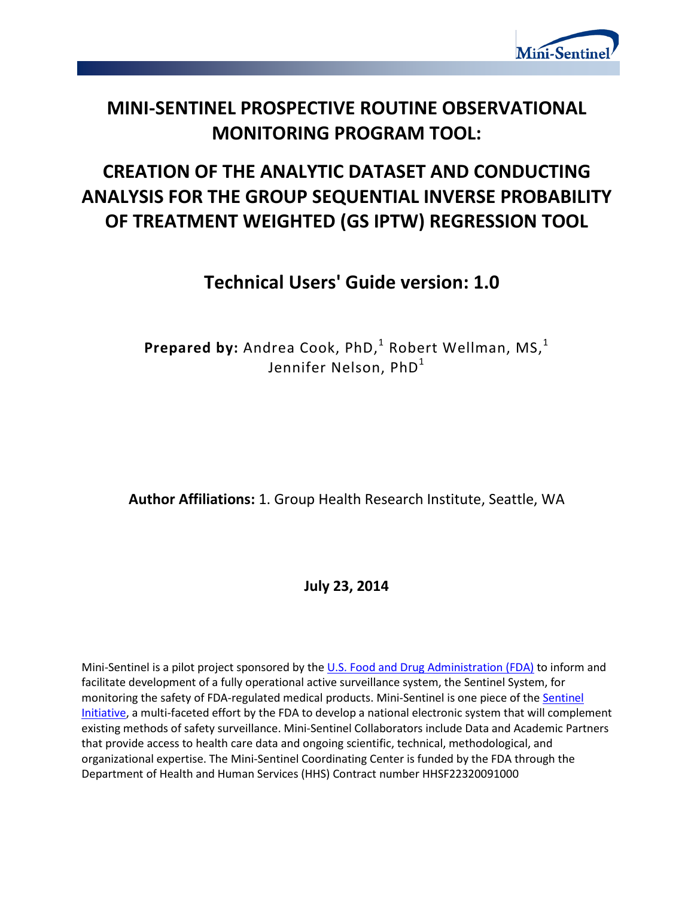# MINI-SENTINEL PROSPECTIVE ROUTINE OBSERVATIONAL MONITORING PROGRAM TOOL:

# CREATION OF THE ANALYTIC DATASET AND CONDUCTING ANALYSIS FOR THE GROUP SEQUENTIAL INVERSE PROBABILITY OF TREATMENT WEIGHTED (GS IPTW) REGRESSION TOOL

## Technical Users' Guide version: 1.0

**Prepared by:** Andrea Cook, PhD,[1] Robert Wellman, MS,[1] Jennifer Nelson, PhD[1]

**Author Affiliations:** 1. Group Health Research Institute, Seattle, WA

**July 23, 2014**

Mini-Sentinel is a pilot project sponsored by the U.S. Food and Drug Administration (FDA) to inform and facilitate development of a fully operational active surveillance system, the Sentinel System, for monitoring the safety of FDA-regulated medical products. Mini-Sentinel is one piece of the Sentinel Initiative, a multi-faceted effort by the FDA to develop a national electronic system that will complement existing methods of safety surveillance. Mini-Sentinel Collaborators include Data and Academic Partners that provide access to health care data and ongoing scientific, technical, methodological, and organizational expertise. The Mini-Sentinel Coordinating Center is funded by the FDA through the Department of Health and Human Services (HHS) Contract number HHSF22320091000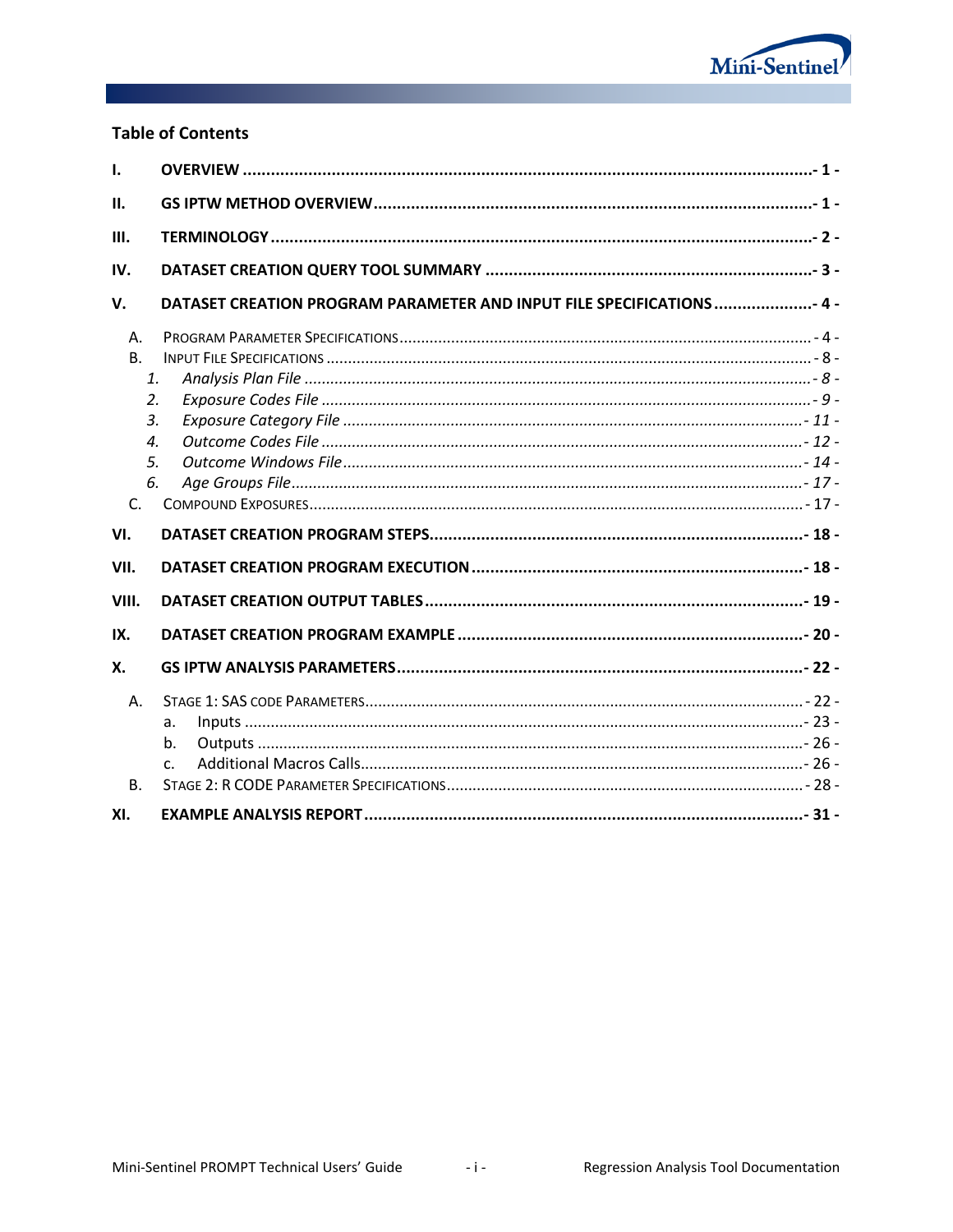## Table of Contents

- **I. OVERVIEW** ..... - 1 -
- **II. GS IPTW METHOD OVERVIEW** ..... - 1 -
- **III. TERMINOLOGY** ..... - 2 -
- **IV. DATASET CREATION QUERY TOOL SUMMARY** ..... - 3 -
- **V. DATASET CREATION PROGRAM PARAMETER AND INPUT FILE SPECIFICATIONS** ..... - 4 -
  - A. PROGRAM PARAMETER SPECIFICATIONS ..... - 4 -
  - B. INPUT FILE SPECIFICATIONS ..... - 8 -
    1. *Analysis Plan File* ..... *- 8 -*
    2. *Exposure Codes File* ..... *- 9 -*
    3. *Exposure Category File* ..... *- 11 -*
    4. *Outcome Codes File* ..... *- 12 -*
    5. *Outcome Windows File* ..... *- 14 -*
    6. *Age Groups File* ..... *- 17 -*
  - C. COMPOUND EXPOSURES ..... - 17 -
- **VI. DATASET CREATION PROGRAM STEPS** ..... - 18 -
- **VII. DATASET CREATION PROGRAM EXECUTION** ..... - 18 -
- **VIII. DATASET CREATION OUTPUT TABLES** ..... - 19 -
- **IX. DATASET CREATION PROGRAM EXAMPLE** ..... - 20 -
- **X. GS IPTW ANALYSIS PARAMETERS** ..... - 22 -
  - A. STAGE 1: SAS CODE PARAMETERS ..... - 22 -
    - a. Inputs ..... - 23 -
    - b. Outputs ..... - 26 -
    - c. Additional Macros Calls ..... - 26 -
  - B. STAGE 2: R CODE PARAMETER SPECIFICATIONS ..... - 28 -
- **XI. EXAMPLE ANALYSIS REPORT** ..... - 31 -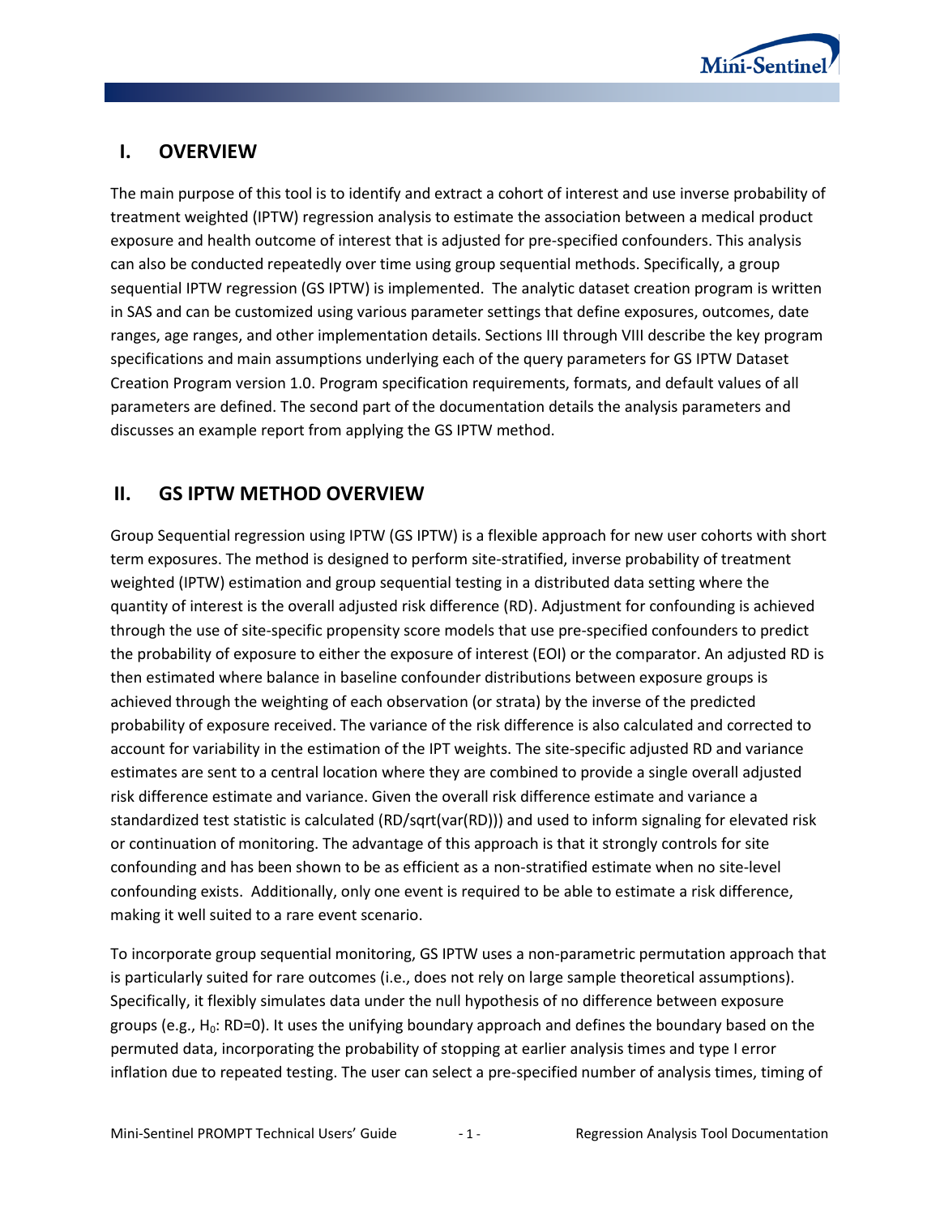## I. OVERVIEW

The main purpose of this tool is to identify and extract a cohort of interest and use inverse probability of treatment weighted (IPTW) regression analysis to estimate the association between a medical product exposure and health outcome of interest that is adjusted for pre-specified confounders. This analysis can also be conducted repeatedly over time using group sequential methods. Specifically, a group sequential IPTW regression (GS IPTW) is implemented. The analytic dataset creation program is written in SAS and can be customized using various parameter settings that define exposures, outcomes, date ranges, age ranges, and other implementation details. Sections III through VIII describe the key program specifications and main assumptions underlying each of the query parameters for GS IPTW Dataset Creation Program version 1.0. Program specification requirements, formats, and default values of all parameters are defined. The second part of the documentation details the analysis parameters and discusses an example report from applying the GS IPTW method.

## II. GS IPTW METHOD OVERVIEW

Group Sequential regression using IPTW (GS IPTW) is a flexible approach for new user cohorts with short term exposures. The method is designed to perform site-stratified, inverse probability of treatment weighted (IPTW) estimation and group sequential testing in a distributed data setting where the quantity of interest is the overall adjusted risk difference (RD). Adjustment for confounding is achieved through the use of site-specific propensity score models that use pre-specified confounders to predict the probability of exposure to either the exposure of interest (EOI) or the comparator. An adjusted RD is then estimated where balance in baseline confounder distributions between exposure groups is achieved through the weighting of each observation (or strata) by the inverse of the predicted probability of exposure received. The variance of the risk difference is also calculated and corrected to account for variability in the estimation of the IPT weights. The site-specific adjusted RD and variance estimates are sent to a central location where they are combined to provide a single overall adjusted risk difference estimate and variance. Given the overall risk difference estimate and variance a standardized test statistic is calculated (RD/sqrt(var(RD))) and used to inform signaling for elevated risk or continuation of monitoring. The advantage of this approach is that it strongly controls for site confounding and has been shown to be as efficient as a non-stratified estimate when no site-level confounding exists. Additionally, only one event is required to be able to estimate a risk difference, making it well suited to a rare event scenario.

To incorporate group sequential monitoring, GS IPTW uses a non-parametric permutation approach that is particularly suited for rare outcomes (i.e., does not rely on large sample theoretical assumptions). Specifically, it flexibly simulates data under the null hypothesis of no difference between exposure groups (e.g., $H_0$: RD=0). It uses the unifying boundary approach and defines the boundary based on the permuted data, incorporating the probability of stopping at earlier analysis times and type I error inflation due to repeated testing. The user can select a pre-specified number of analysis times, timing of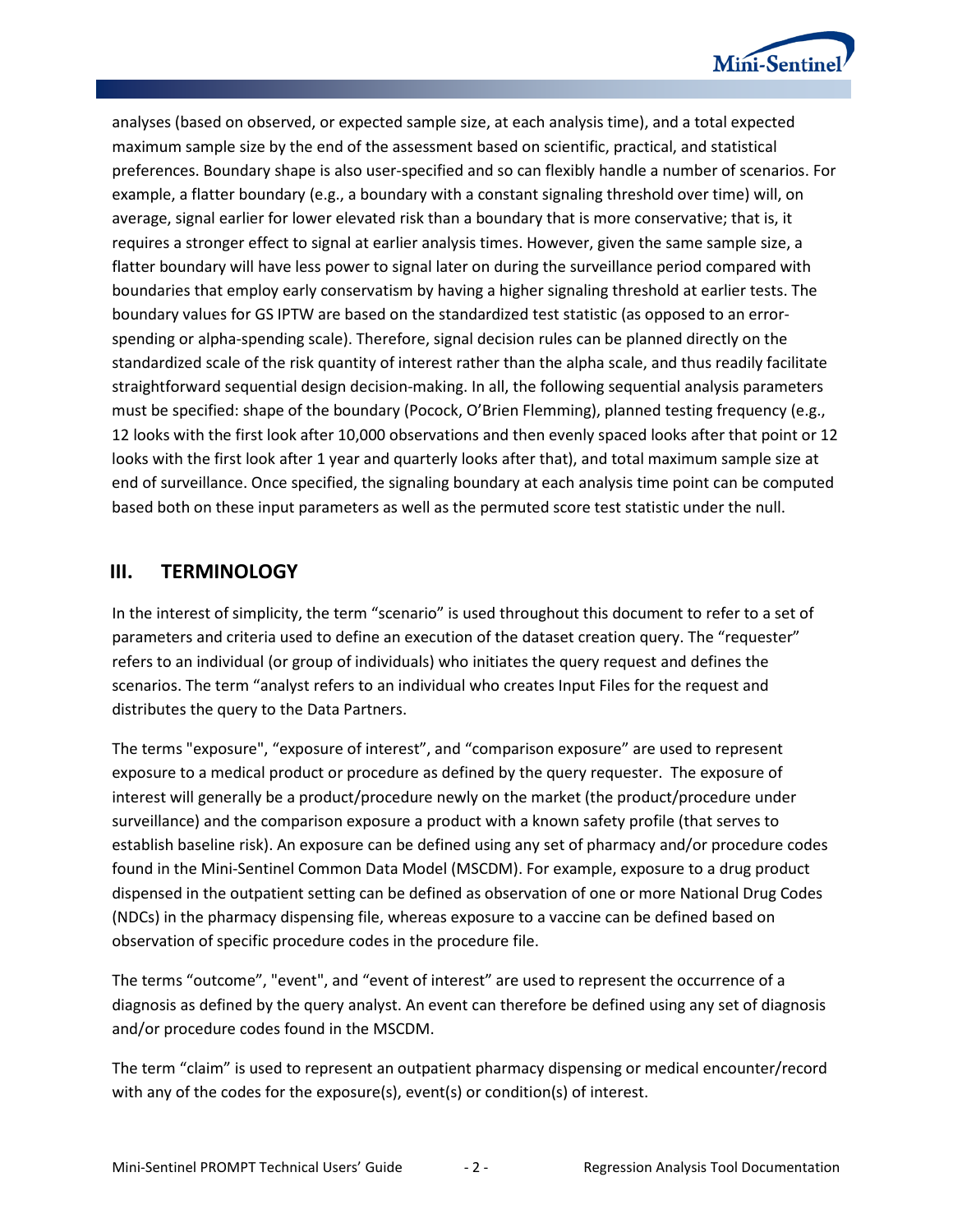analyses (based on observed, or expected sample size, at each analysis time), and a total expected maximum sample size by the end of the assessment based on scientific, practical, and statistical preferences. Boundary shape is also user-specified and so can flexibly handle a number of scenarios. For example, a flatter boundary (e.g., a boundary with a constant signaling threshold over time) will, on average, signal earlier for lower elevated risk than a boundary that is more conservative; that is, it requires a stronger effect to signal at earlier analysis times. However, given the same sample size, a flatter boundary will have less power to signal later on during the surveillance period compared with boundaries that employ early conservatism by having a higher signaling threshold at earlier tests. The boundary values for GS IPTW are based on the standardized test statistic (as opposed to an error-spending or alpha-spending scale). Therefore, signal decision rules can be planned directly on the standardized scale of the risk quantity of interest rather than the alpha scale, and thus readily facilitate straightforward sequential design decision-making. In all, the following sequential analysis parameters must be specified: shape of the boundary (Pocock, O'Brien Flemming), planned testing frequency (e.g., 12 looks with the first look after 10,000 observations and then evenly spaced looks after that point or 12 looks with the first look after 1 year and quarterly looks after that), and total maximum sample size at end of surveillance. Once specified, the signaling boundary at each analysis time point can be computed based both on these input parameters as well as the permuted score test statistic under the null.

## III. TERMINOLOGY

In the interest of simplicity, the term "scenario" is used throughout this document to refer to a set of parameters and criteria used to define an execution of the dataset creation query. The "requester" refers to an individual (or group of individuals) who initiates the query request and defines the scenarios. The term "analyst refers to an individual who creates Input Files for the request and distributes the query to the Data Partners.

The terms "exposure", "exposure of interest", and "comparison exposure" are used to represent exposure to a medical product or procedure as defined by the query requester. The exposure of interest will generally be a product/procedure newly on the market (the product/procedure under surveillance) and the comparison exposure a product with a known safety profile (that serves to establish baseline risk). An exposure can be defined using any set of pharmacy and/or procedure codes found in the Mini-Sentinel Common Data Model (MSCDM). For example, exposure to a drug product dispensed in the outpatient setting can be defined as observation of one or more National Drug Codes (NDCs) in the pharmacy dispensing file, whereas exposure to a vaccine can be defined based on observation of specific procedure codes in the procedure file.

The terms "outcome", "event", and "event of interest" are used to represent the occurrence of a diagnosis as defined by the query analyst. An event can therefore be defined using any set of diagnosis and/or procedure codes found in the MSCDM.

The term "claim" is used to represent an outpatient pharmacy dispensing or medical encounter/record with any of the codes for the exposure(s), event(s) or condition(s) of interest.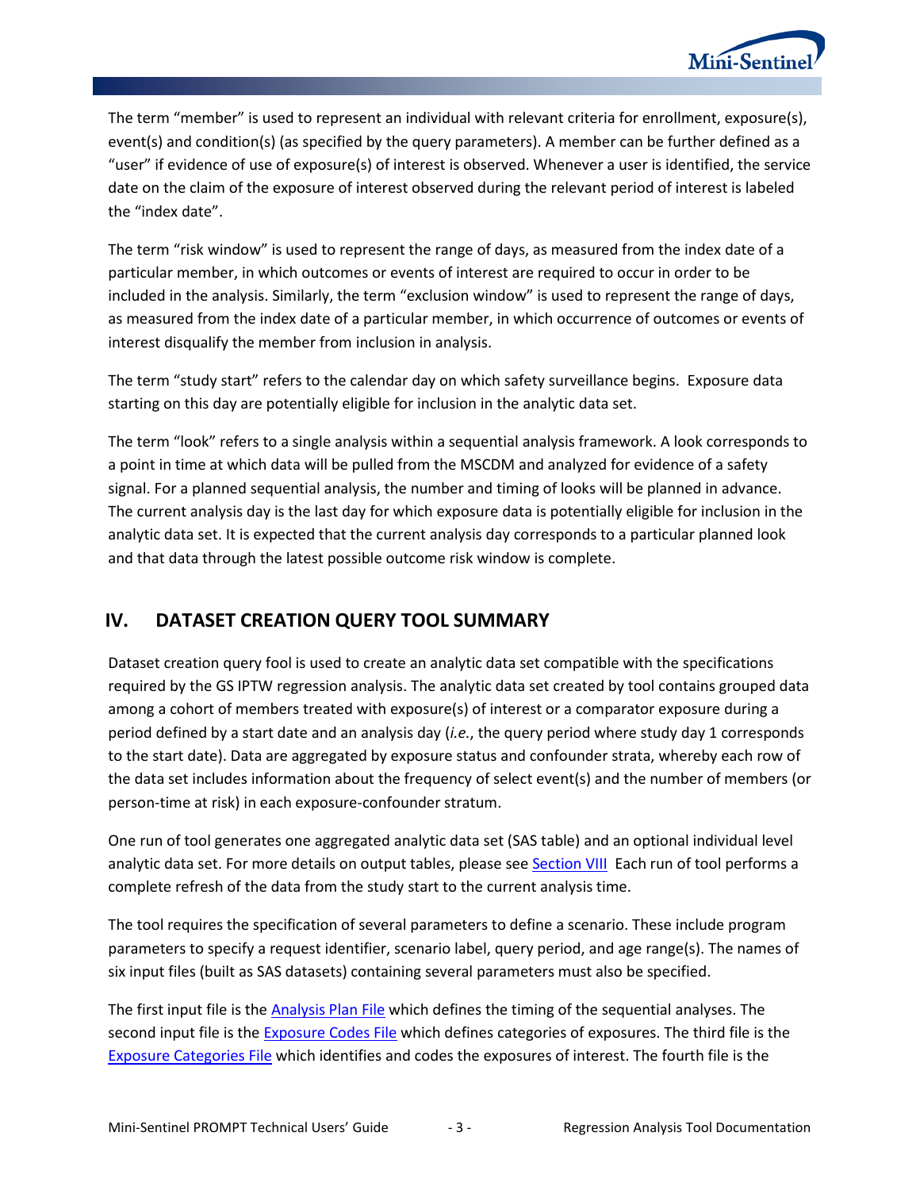The term "member" is used to represent an individual with relevant criteria for enrollment, exposure(s), event(s) and condition(s) (as specified by the query parameters). A member can be further defined as a "user" if evidence of use of exposure(s) of interest is observed. Whenever a user is identified, the service date on the claim of the exposure of interest observed during the relevant period of interest is labeled the "index date".

The term "risk window" is used to represent the range of days, as measured from the index date of a particular member, in which outcomes or events of interest are required to occur in order to be included in the analysis. Similarly, the term "exclusion window" is used to represent the range of days, as measured from the index date of a particular member, in which occurrence of outcomes or events of interest disqualify the member from inclusion in analysis.

The term "study start" refers to the calendar day on which safety surveillance begins. Exposure data starting on this day are potentially eligible for inclusion in the analytic data set.

The term "look" refers to a single analysis within a sequential analysis framework. A look corresponds to a point in time at which data will be pulled from the MSCDM and analyzed for evidence of a safety signal. For a planned sequential analysis, the number and timing of looks will be planned in advance. The current analysis day is the last day for which exposure data is potentially eligible for inclusion in the analytic data set. It is expected that the current analysis day corresponds to a particular planned look and that data through the latest possible outcome risk window is complete.

## IV. DATASET CREATION QUERY TOOL SUMMARY

Dataset creation query fool is used to create an analytic data set compatible with the specifications required by the GS IPTW regression analysis. The analytic data set created by tool contains grouped data among a cohort of members treated with exposure(s) of interest or a comparator exposure during a period defined by a start date and an analysis day (*i.e.*, the query period where study day 1 corresponds to the start date). Data are aggregated by exposure status and confounder strata, whereby each row of the data set includes information about the frequency of select event(s) and the number of members (or person-time at risk) in each exposure-confounder stratum.

One run of tool generates one aggregated analytic data set (SAS table) and an optional individual level analytic data set. For more details on output tables, please see Section VIII Each run of tool performs a complete refresh of the data from the study start to the current analysis time.

The tool requires the specification of several parameters to define a scenario. These include program parameters to specify a request identifier, scenario label, query period, and age range(s). The names of six input files (built as SAS datasets) containing several parameters must also be specified.

The first input file is the Analysis Plan File which defines the timing of the sequential analyses. The second input file is the Exposure Codes File which defines categories of exposures. The third file is the Exposure Categories File which identifies and codes the exposures of interest. The fourth file is the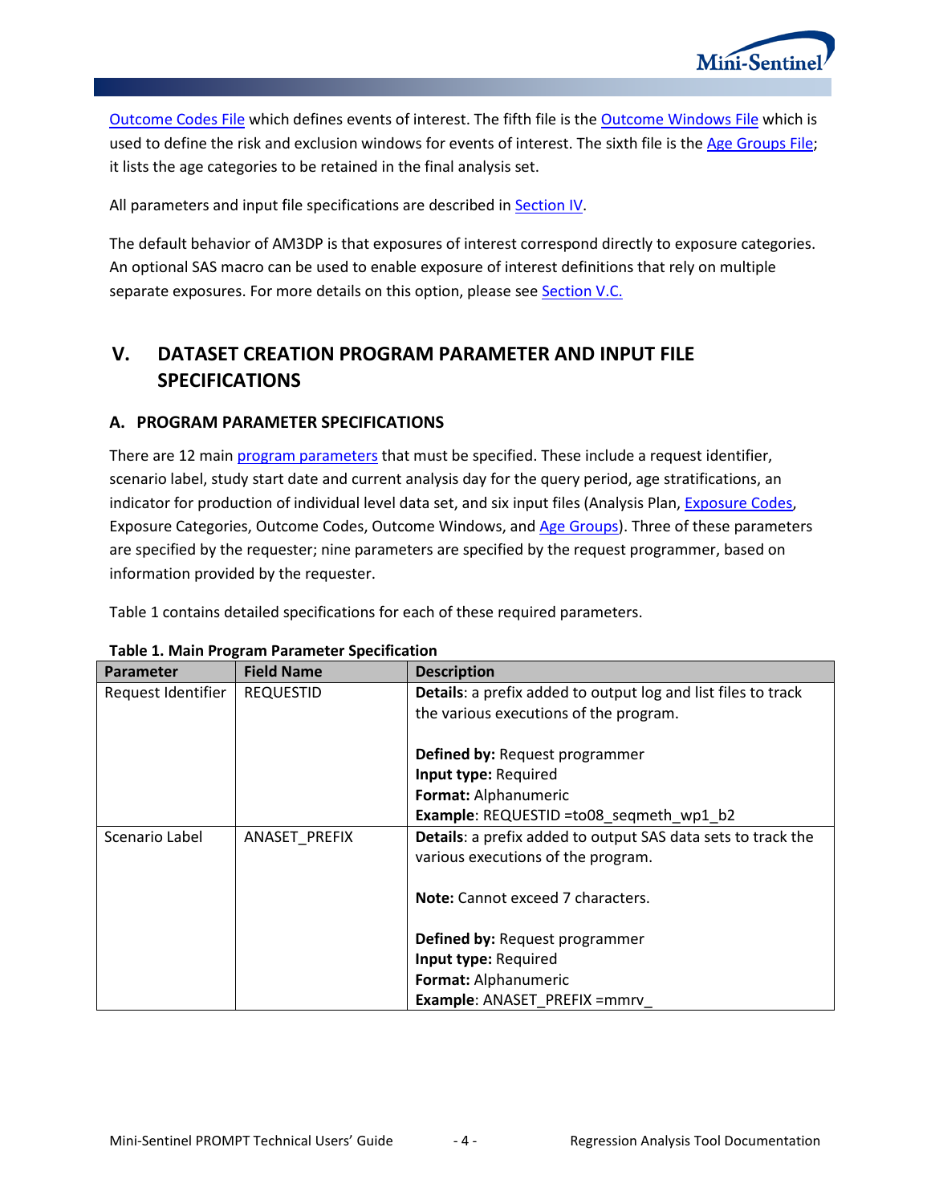Outcome Codes File which defines events of interest. The fifth file is the Outcome Windows File which is used to define the risk and exclusion windows for events of interest. The sixth file is the Age Groups File; it lists the age categories to be retained in the final analysis set.

All parameters and input file specifications are described in Section IV.

The default behavior of AM3DP is that exposures of interest correspond directly to exposure categories. An optional SAS macro can be used to enable exposure of interest definitions that rely on multiple separate exposures. For more details on this option, please see Section V.C.

# V. DATASET CREATION PROGRAM PARAMETER AND INPUT FILE SPECIFICATIONS

## A. PROGRAM PARAMETER SPECIFICATIONS

There are 12 main program parameters that must be specified. These include a request identifier, scenario label, study start date and current analysis day for the query period, age stratifications, an indicator for production of individual level data set, and six input files (Analysis Plan, Exposure Codes, Exposure Categories, Outcome Codes, Outcome Windows, and Age Groups). Three of these parameters are specified by the requester; nine parameters are specified by the request programmer, based on information provided by the requester.

Table 1 contains detailed specifications for each of these required parameters.

**Table 1. Main Program Parameter Specification**

| Parameter | Field Name | Description |
|---|---|---|
| Request Identifier | REQUESTID | **Details**: a prefix added to output log and list files to track the various executions of the program.<br><br>**Defined by:** Request programmer<br>**Input type:** Required<br>**Format:** Alphanumeric<br>**Example**: REQUESTID =to08_seqmeth_wp1_b2 |
| Scenario Label | ANASET_PREFIX | **Details**: a prefix added to output SAS data sets to track the various executions of the program.<br><br>**Note:** Cannot exceed 7 characters.<br><br>**Defined by:** Request programmer<br>**Input type:** Required<br>**Format:** Alphanumeric<br>**Example**: ANASET_PREFIX =mmrv_ |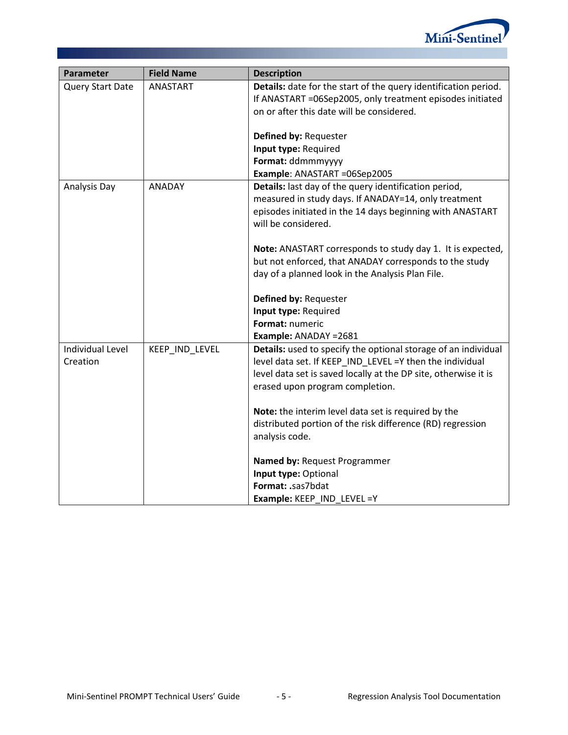| Parameter | Field Name | Description |
|---|---|---|
| Query Start Date | ANASTART | **Details:** date for the start of the query identification period. If ANASTART =06Sep2005, only treatment episodes initiated on or after this date will be considered.<br><br>**Defined by:** Requester<br>**Input type:** Required<br>**Format:** ddmmmyyyy<br>**Example**: ANASTART =06Sep2005 |
| Analysis Day | ANADAY | **Details:** last day of the query identification period, measured in study days. If ANADAY=14, only treatment episodes initiated in the 14 days beginning with ANASTART will be considered.<br><br>**Note:** ANASTART corresponds to study day 1. It is expected, but not enforced, that ANADAY corresponds to the study day of a planned look in the Analysis Plan File.<br><br>**Defined by:** Requester<br>**Input type:** Required<br>**Format:** numeric<br>**Example:** ANADAY =2681 |
| Individual Level Creation | KEEP_IND_LEVEL | **Details:** used to specify the optional storage of an individual level data set. If KEEP_IND_LEVEL =Y then the individual level data set is saved locally at the DP site, otherwise it is erased upon program completion.<br><br>**Note:** the interim level data set is required by the distributed portion of the risk difference (RD) regression analysis code.<br><br>**Named by:** Request Programmer<br>**Input type:** Optional<br>**Format:** .sas7bdat<br>**Example:** KEEP_IND_LEVEL =Y |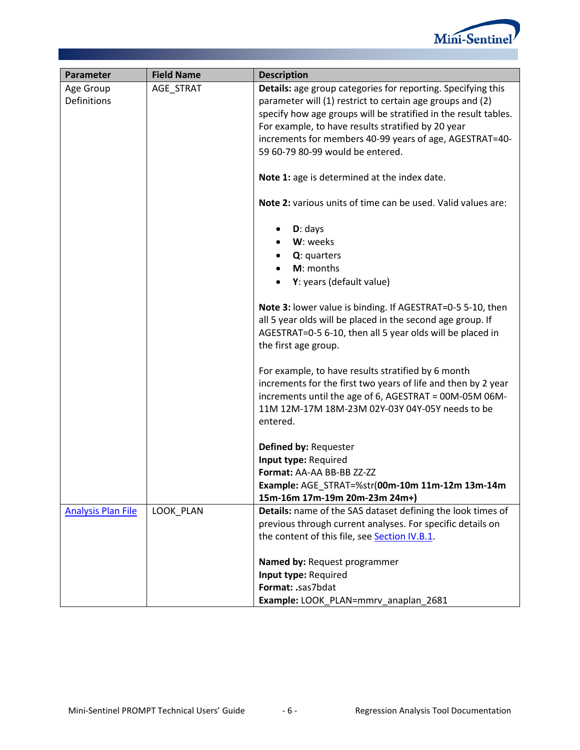| Parameter | Field Name | Description |
|---|---|---|
| Age Group Definitions | AGE_STRAT | **Details:** age group categories for reporting. Specifying this parameter will (1) restrict to certain age groups and (2) specify how age groups will be stratified in the result tables. For example, to have results stratified by 20 year increments for members 40-99 years of age, AGESTRAT=40-59 60-79 80-99 would be entered.<br><br>**Note 1:** age is determined at the index date.<br><br>**Note 2:** various units of time can be used. Valid values are:<br><br>• **D**: days<br>• **W**: weeks<br>• **Q**: quarters<br>• **M**: months<br>• **Y**: years (default value)<br><br>**Note 3:** lower value is binding. If AGESTRAT=0-5 5-10, then all 5 year olds will be placed in the second age group. If AGESTRAT=0-5 6-10, then all 5 year olds will be placed in the first age group.<br><br>For example, to have results stratified by 6 month increments for the first two years of life and then by 2 year increments until the age of 6, AGESTRAT = 00M-05M 06M-11M 12M-17M 18M-23M 02Y-03Y 04Y-05Y needs to be entered.<br><br>**Defined by:** Requester<br>**Input type:** Required<br>**Format:** AA-AA BB-BB ZZ-ZZ<br>**Example:** AGE_STRAT=%str(**00m-10m 11m-12m 13m-14m 15m-16m 17m-19m 20m-23m 24m+)** |
| Analysis Plan File | LOOK_PLAN | **Details:** name of the SAS dataset defining the look times of previous through current analyses. For specific details on the content of this file, see Section IV.B.1.<br><br>**Named by:** Request programmer<br>**Input type:** Required<br>**Format: .**sas7bdat<br>**Example:** LOOK_PLAN=mmrv_anaplan_2681 |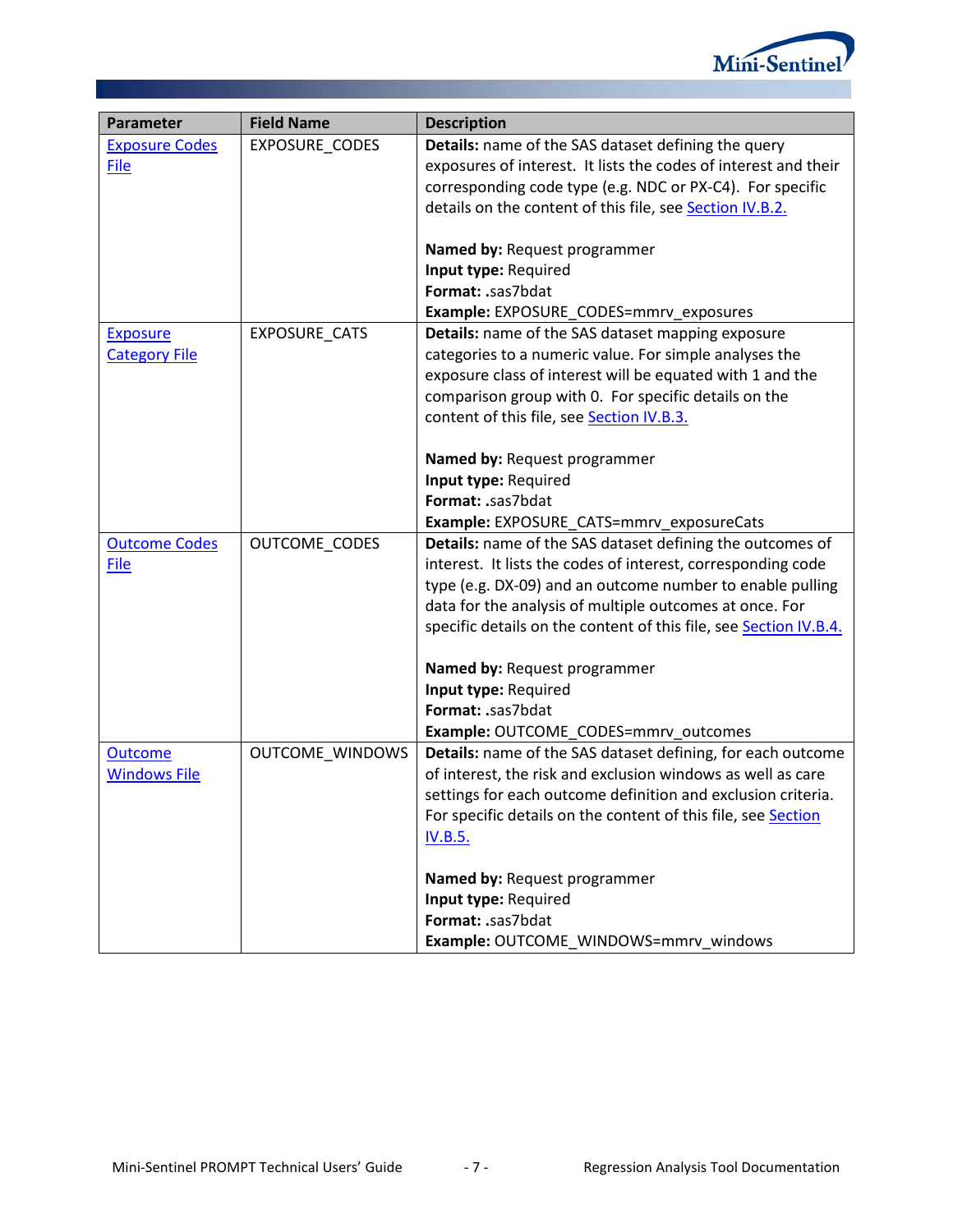| Parameter | Field Name | Description |
|---|---|---|
| Exposure Codes File | EXPOSURE_CODES | **Details:** name of the SAS dataset defining the query exposures of interest. It lists the codes of interest and their corresponding code type (e.g. NDC or PX-C4). For specific details on the content of this file, see Section IV.B.2.<br><br>**Named by:** Request programmer<br>**Input type:** Required<br>**Format:** .sas7bdat<br>**Example:** EXPOSURE_CODES=mmrv_exposures |
| Exposure Category File | EXPOSURE_CATS | **Details:** name of the SAS dataset mapping exposure categories to a numeric value. For simple analyses the exposure class of interest will be equated with 1 and the comparison group with 0. For specific details on the content of this file, see Section IV.B.3.<br><br>**Named by:** Request programmer<br>**Input type:** Required<br>**Format:** .sas7bdat<br>**Example:** EXPOSURE_CATS=mmrv_exposureCats |
| Outcome Codes File | OUTCOME_CODES | **Details:** name of the SAS dataset defining the outcomes of interest. It lists the codes of interest, corresponding code type (e.g. DX-09) and an outcome number to enable pulling data for the analysis of multiple outcomes at once. For specific details on the content of this file, see Section IV.B.4.<br><br>**Named by:** Request programmer<br>**Input type:** Required<br>**Format:** .sas7bdat<br>**Example:** OUTCOME_CODES=mmrv_outcomes |
| Outcome Windows File | OUTCOME_WINDOWS | **Details:** name of the SAS dataset defining, for each outcome of interest, the risk and exclusion windows as well as care settings for each outcome definition and exclusion criteria. For specific details on the content of this file, see Section IV.B.5.<br><br>**Named by:** Request programmer<br>**Input type:** Required<br>**Format:** .sas7bdat<br>**Example:** OUTCOME_WINDOWS=mmrv_windows |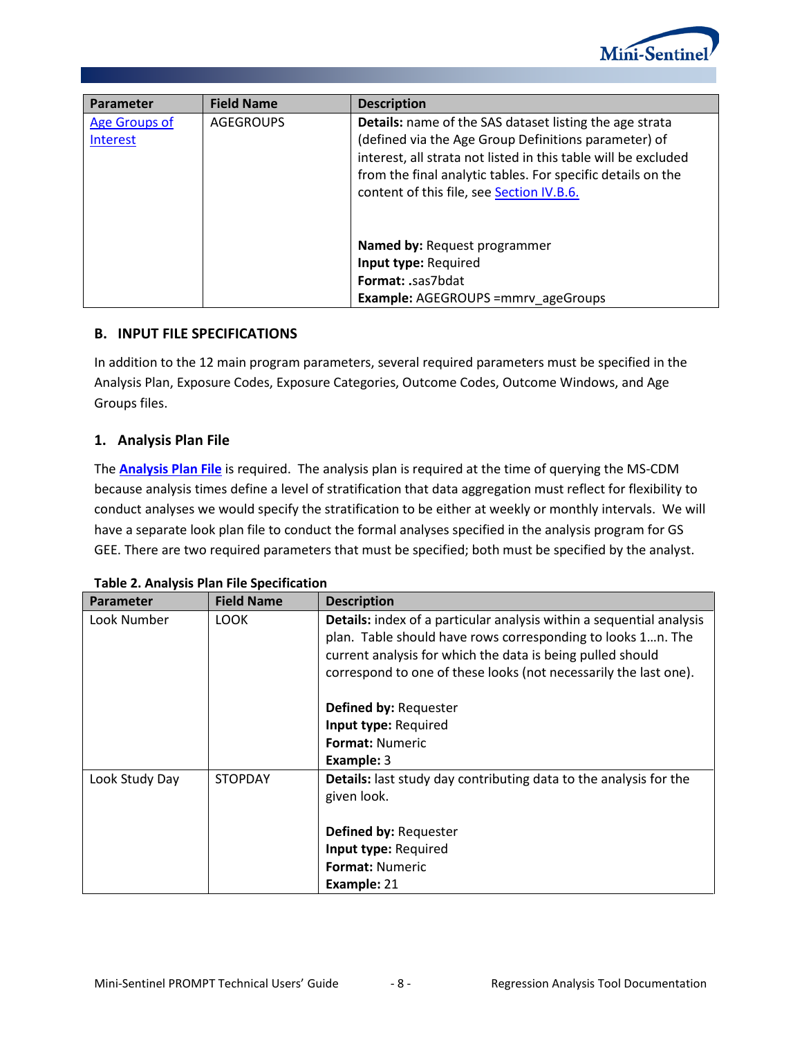| Parameter | Field Name | Description |
| --- | --- | --- |
| Age Groups of Interest | AGEGROUPS | **Details:** name of the SAS dataset listing the age strata (defined via the Age Group Definitions parameter) of interest, all strata not listed in this table will be excluded from the final analytic tables. For specific details on the content of this file, see Section IV.B.6.<br><br>**Named by:** Request programmer<br>**Input type:** Required<br>**Format:** .sas7bdat<br>**Example:** AGEGROUPS =mmrv_ageGroups |

## B. INPUT FILE SPECIFICATIONS

In addition to the 12 main program parameters, several required parameters must be specified in the Analysis Plan, Exposure Codes, Exposure Categories, Outcome Codes, Outcome Windows, and Age Groups files.

### 1. Analysis Plan File

The **Analysis Plan File** is required. The analysis plan is required at the time of querying the MS-CDM because analysis times define a level of stratification that data aggregation must reflect for flexibility to conduct analyses we would specify the stratification to be either at weekly or monthly intervals. We will have a separate look plan file to conduct the formal analyses specified in the analysis program for GS GEE. There are two required parameters that must be specified; both must be specified by the analyst.

**Table 2. Analysis Plan File Specification**

| Parameter | Field Name | Description |
| --- | --- | --- |
| Look Number | LOOK | **Details:** index of a particular analysis within a sequential analysis plan. Table should have rows corresponding to looks 1…n. The current analysis for which the data is being pulled should correspond to one of these looks (not necessarily the last one).<br><br>**Defined by:** Requester<br>**Input type:** Required<br>**Format:** Numeric<br>**Example:** 3 |
| Look Study Day | STOPDAY | **Details:** last study day contributing data to the analysis for the given look.<br><br>**Defined by:** Requester<br>**Input type:** Required<br>**Format:** Numeric<br>**Example:** 21 |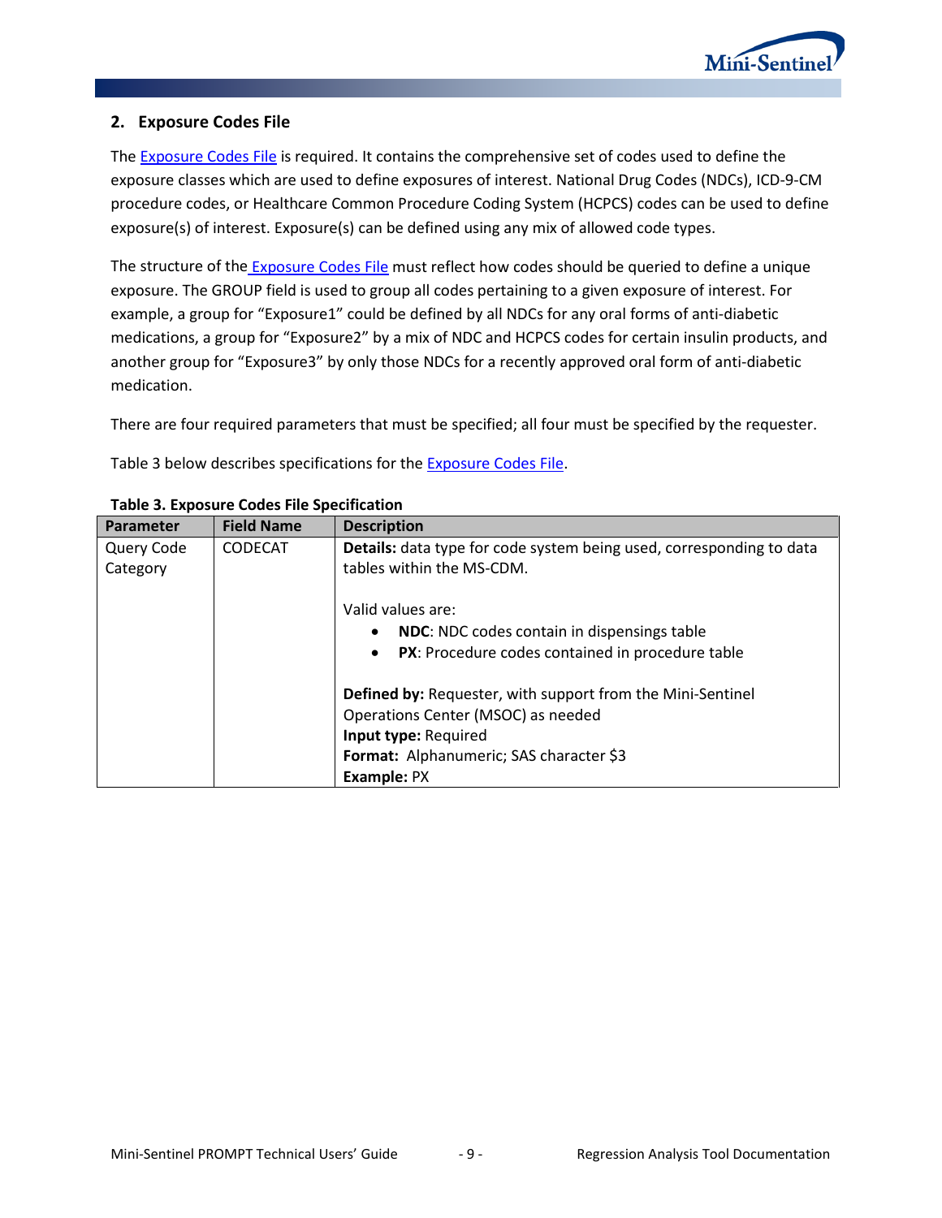## 2. Exposure Codes File

The Exposure Codes File is required. It contains the comprehensive set of codes used to define the exposure classes which are used to define exposures of interest. National Drug Codes (NDCs), ICD-9-CM procedure codes, or Healthcare Common Procedure Coding System (HCPCS) codes can be used to define exposure(s) of interest. Exposure(s) can be defined using any mix of allowed code types.

The structure of the Exposure Codes File must reflect how codes should be queried to define a unique exposure. The GROUP field is used to group all codes pertaining to a given exposure of interest. For example, a group for "Exposure1" could be defined by all NDCs for any oral forms of anti-diabetic medications, a group for "Exposure2" by a mix of NDC and HCPCS codes for certain insulin products, and another group for "Exposure3" by only those NDCs for a recently approved oral form of anti-diabetic medication.

There are four required parameters that must be specified; all four must be specified by the requester.

Table 3 below describes specifications for the Exposure Codes File.

**Table 3. Exposure Codes File Specification**

| Parameter | Field Name | Description |
|---|---|---|
| Query Code Category | CODECAT | **Details:** data type for code system being used, corresponding to data tables within the MS-CDM.<br><br>Valid values are:<br>• **NDC**: NDC codes contain in dispensings table<br>• **PX**: Procedure codes contained in procedure table<br><br>**Defined by:** Requester, with support from the Mini-Sentinel Operations Center (MSOC) as needed<br>**Input type:** Required<br>**Format:** Alphanumeric; SAS character $3<br>**Example:** PX |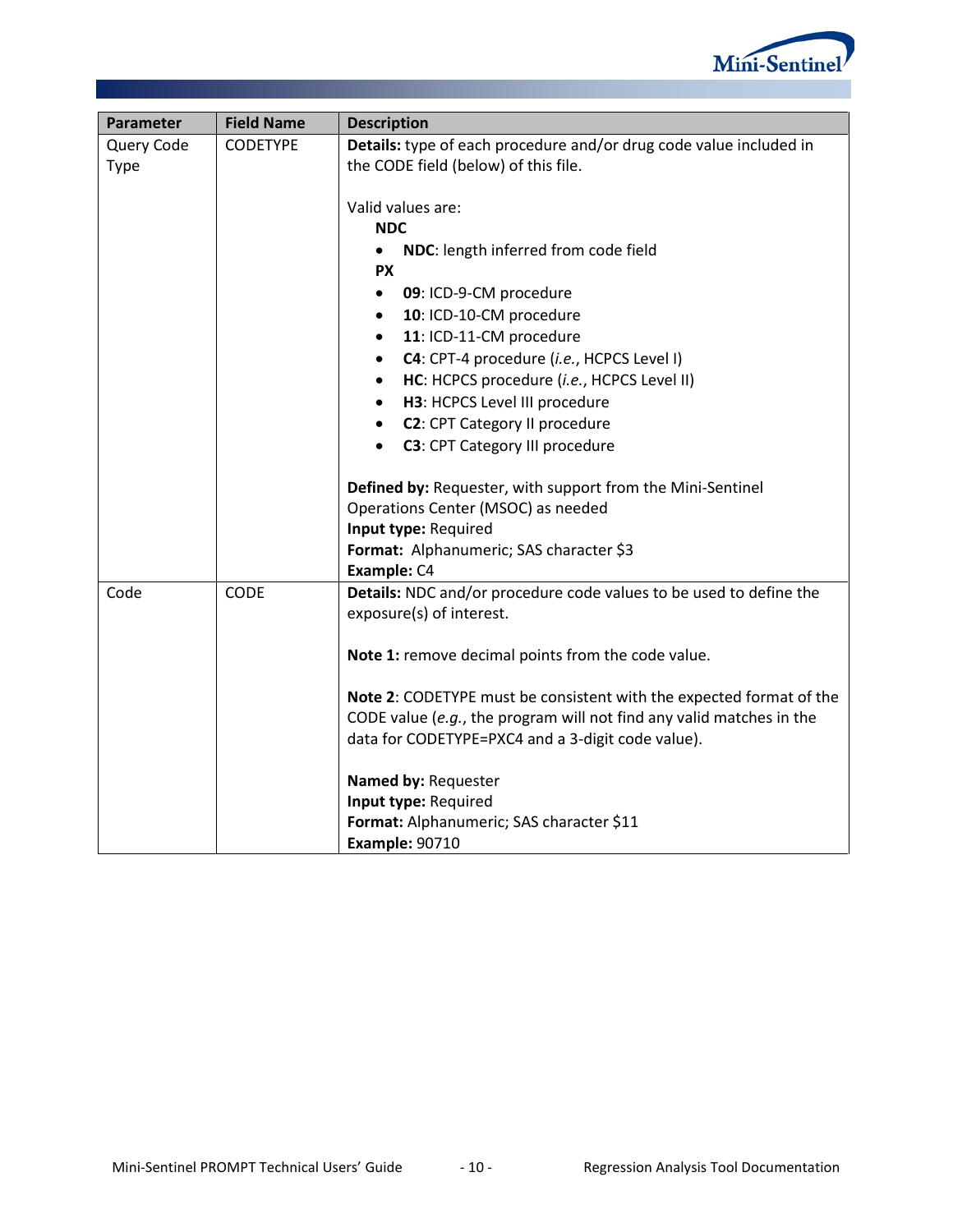| Parameter | Field Name | Description |
|---|---|---|
| Query Code Type | CODETYPE | **Details:** type of each procedure and/or drug code value included in the CODE field (below) of this file.<br><br>Valid values are:<br>**NDC**<br>• **NDC**: length inferred from code field<br>**PX**<br>• **09**: ICD-9-CM procedure<br>• **10**: ICD-10-CM procedure<br>• **11**: ICD-11-CM procedure<br>• **C4**: CPT-4 procedure (*i.e.*, HCPCS Level I)<br>• **HC**: HCPCS procedure (*i.e.*, HCPCS Level II)<br>• **H3**: HCPCS Level III procedure<br>• **C2**: CPT Category II procedure<br>• **C3**: CPT Category III procedure<br><br>**Defined by:** Requester, with support from the Mini-Sentinel Operations Center (MSOC) as needed<br>**Input type:** Required<br>**Format:** Alphanumeric; SAS character $3<br>**Example:** C4 |
| Code | CODE | **Details:** NDC and/or procedure code values to be used to define the exposure(s) of interest.<br><br>**Note 1:** remove decimal points from the code value.<br><br>**Note 2**: CODETYPE must be consistent with the expected format of the CODE value (*e.g.*, the program will not find any valid matches in the data for CODETYPE=PXC4 and a 3-digit code value).<br><br>**Named by:** Requester<br>**Input type:** Required<br>**Format:** Alphanumeric; SAS character $11<br>**Example:** 90710 |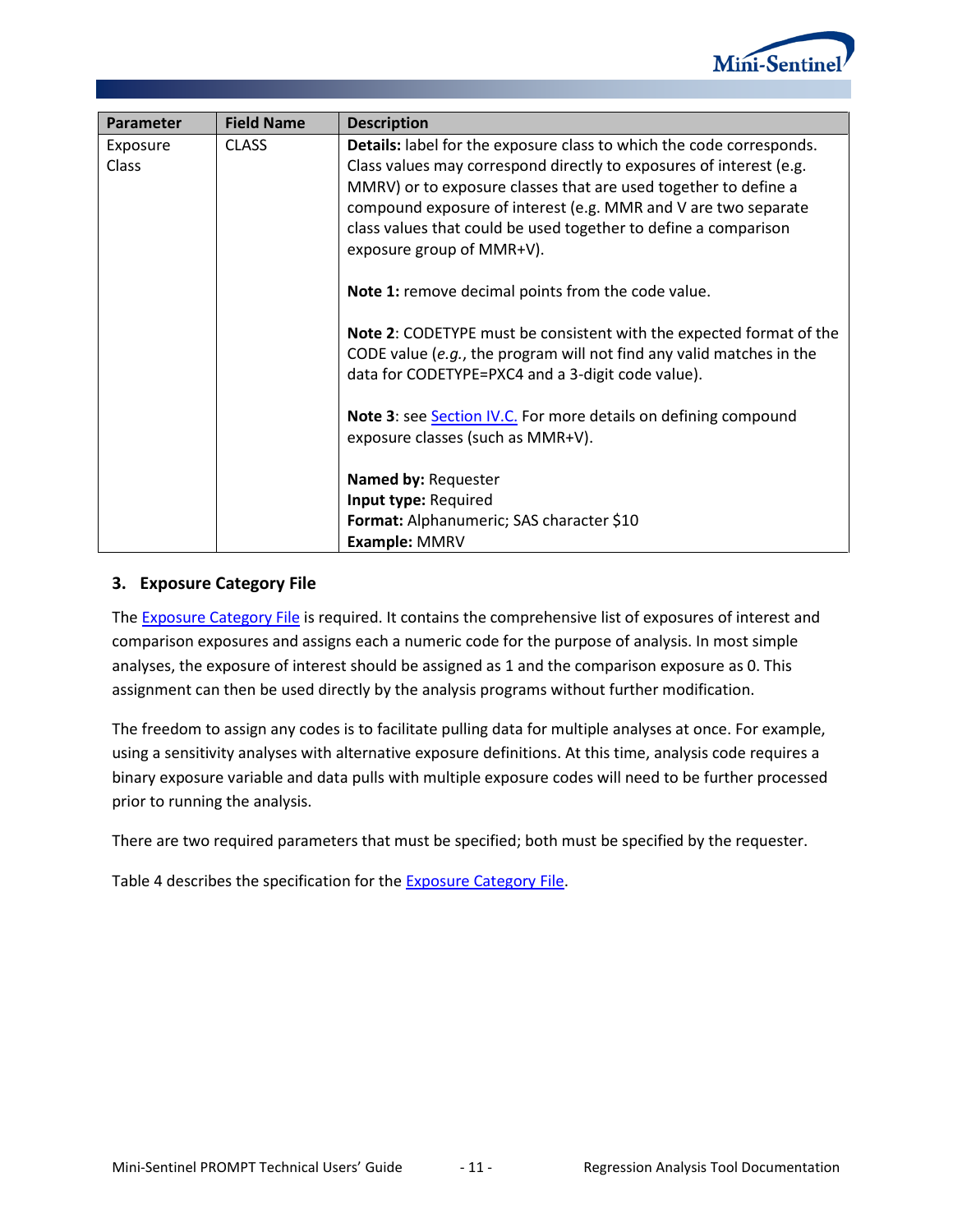| Parameter | Field Name | Description |
|---|---|---|
| Exposure Class | CLASS | **Details:** label for the exposure class to which the code corresponds. Class values may correspond directly to exposures of interest (e.g. MMRV) or to exposure classes that are used together to define a compound exposure of interest (e.g. MMR and V are two separate class values that could be used together to define a comparison exposure group of MMR+V).<br><br>**Note 1:** remove decimal points from the code value.<br><br>**Note 2**: CODETYPE must be consistent with the expected format of the CODE value (*e.g.*, the program will not find any valid matches in the data for CODETYPE=PXC4 and a 3-digit code value).<br><br>**Note 3**: see Section IV.C. For more details on defining compound exposure classes (such as MMR+V).<br><br>**Named by:** Requester<br>**Input type:** Required<br>**Format:** Alphanumeric; SAS character $10<br>**Example:** MMRV |

### 3. Exposure Category File

The Exposure Category File is required. It contains the comprehensive list of exposures of interest and comparison exposures and assigns each a numeric code for the purpose of analysis. In most simple analyses, the exposure of interest should be assigned as 1 and the comparison exposure as 0. This assignment can then be used directly by the analysis programs without further modification.

The freedom to assign any codes is to facilitate pulling data for multiple analyses at once. For example, using a sensitivity analyses with alternative exposure definitions. At this time, analysis code requires a binary exposure variable and data pulls with multiple exposure codes will need to be further processed prior to running the analysis.

There are two required parameters that must be specified; both must be specified by the requester.

Table 4 describes the specification for the Exposure Category File.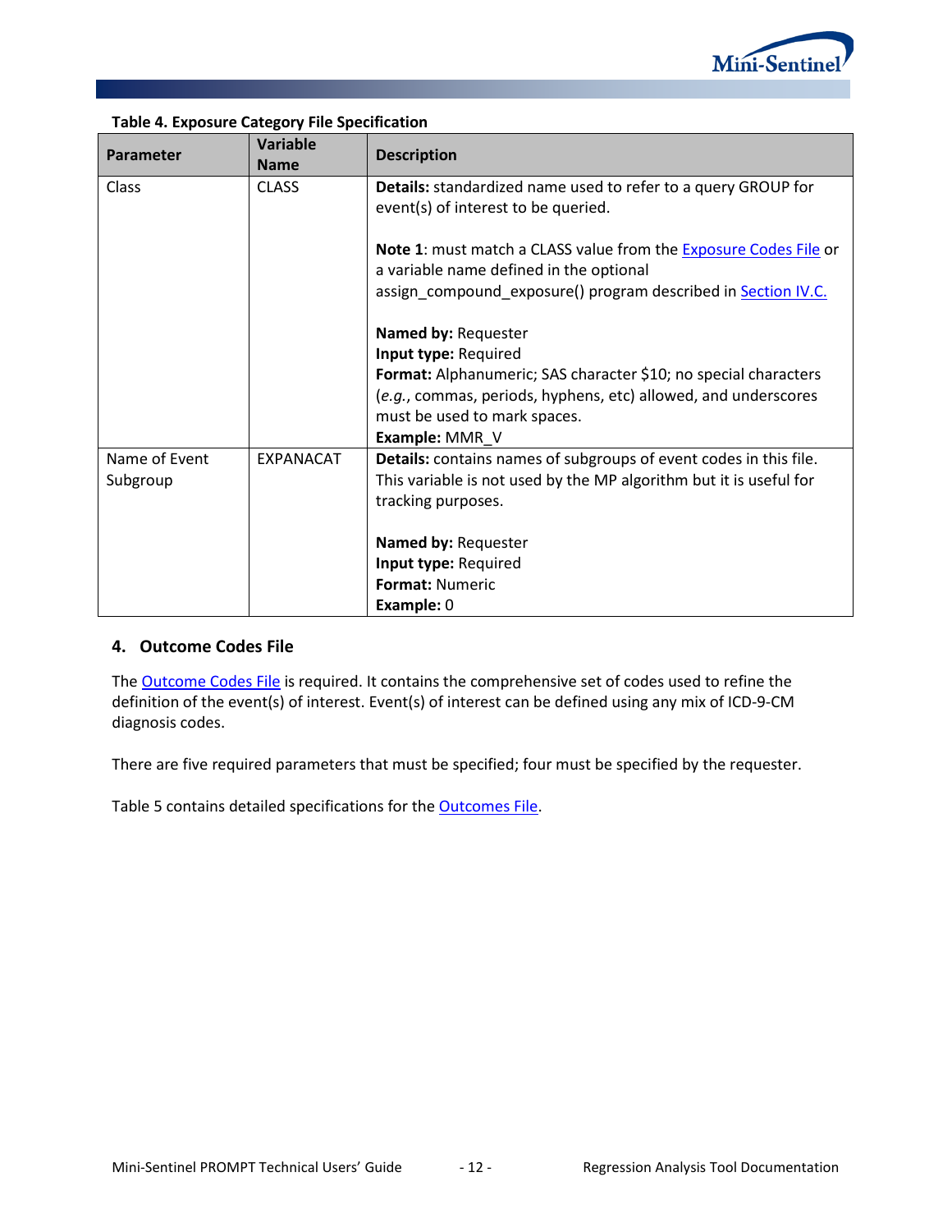**Table 4. Exposure Category File Specification**

| Parameter | Variable Name | Description |
|---|---|---|
| Class | CLASS | **Details:** standardized name used to refer to a query GROUP for event(s) of interest to be queried.<br><br>**Note 1**: must match a CLASS value from the Exposure Codes File or a variable name defined in the optional assign_compound_exposure() program described in Section IV.C.<br><br>**Named by:** Requester<br>**Input type:** Required<br>**Format:** Alphanumeric; SAS character $10; no special characters (*e.g.*, commas, periods, hyphens, etc) allowed, and underscores must be used to mark spaces.<br>**Example:** MMR_V |
| Name of Event Subgroup | EXPANACAT | **Details:** contains names of subgroups of event codes in this file. This variable is not used by the MP algorithm but it is useful for tracking purposes.<br><br>**Named by:** Requester<br>**Input type:** Required<br>**Format:** Numeric<br>**Example:** 0 |

### 4. Outcome Codes File

The Outcome Codes File is required. It contains the comprehensive set of codes used to refine the definition of the event(s) of interest. Event(s) of interest can be defined using any mix of ICD-9-CM diagnosis codes.

There are five required parameters that must be specified; four must be specified by the requester.

Table 5 contains detailed specifications for the Outcomes File.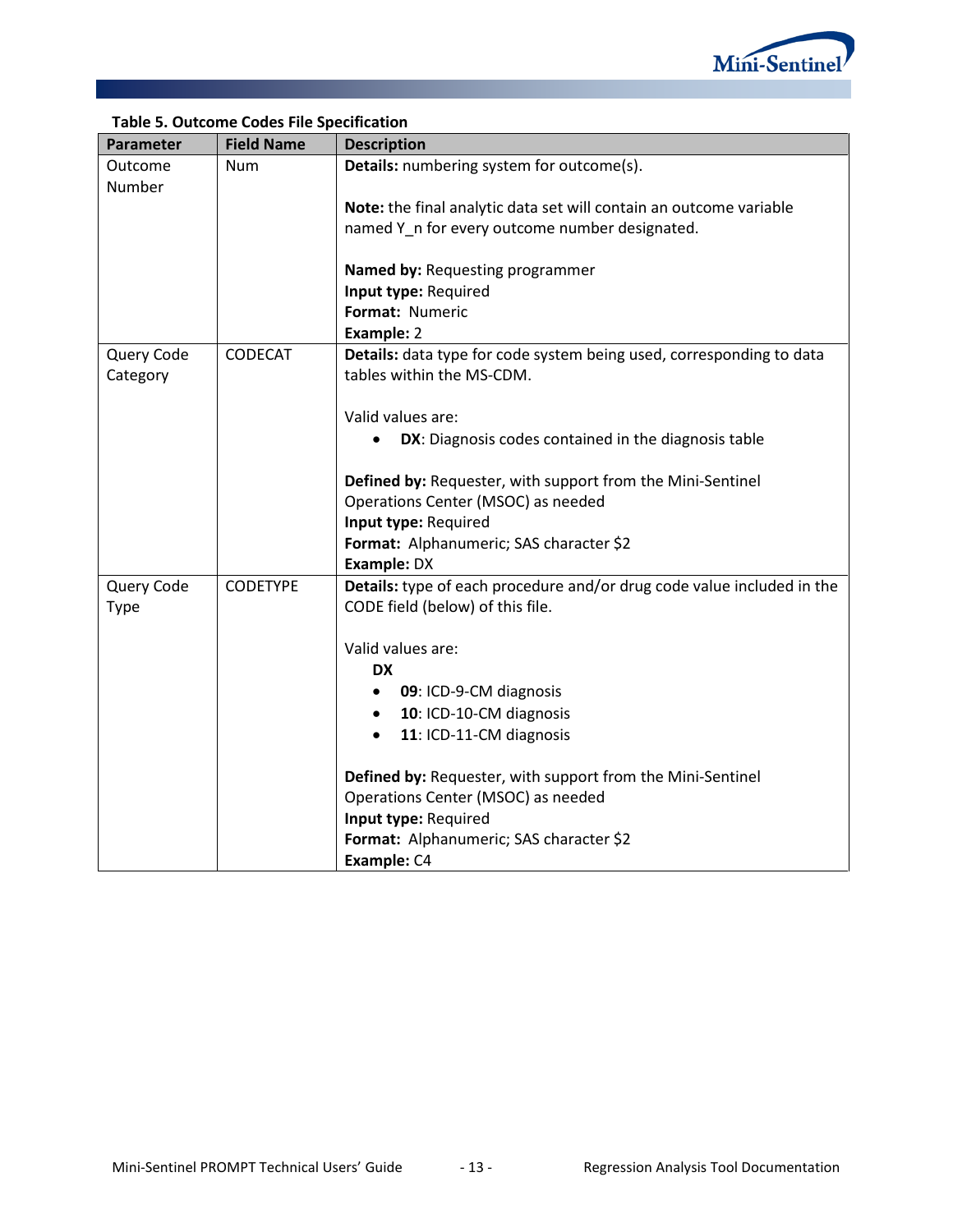**Table 5. Outcome Codes File Specification**

| Parameter | Field Name | Description |
|---|---|---|
| Outcome Number | Num | **Details:** numbering system for outcome(s).<br><br>**Note:** the final analytic data set will contain an outcome variable named Y_n for every outcome number designated.<br><br>**Named by:** Requesting programmer<br>**Input type:** Required<br>**Format:** Numeric<br>**Example:** 2 |
| Query Code Category | CODECAT | **Details:** data type for code system being used, corresponding to data tables within the MS-CDM.<br><br>Valid values are:<br>• **DX**: Diagnosis codes contained in the diagnosis table<br><br>**Defined by:** Requester, with support from the Mini-Sentinel Operations Center (MSOC) as needed<br>**Input type:** Required<br>**Format:** Alphanumeric; SAS character $2<br>**Example:** DX |
| Query Code Type | CODETYPE | **Details:** type of each procedure and/or drug code value included in the CODE field (below) of this file.<br><br>Valid values are:<br>**DX**<br>• **09**: ICD-9-CM diagnosis<br>• **10**: ICD-10-CM diagnosis<br>• **11**: ICD-11-CM diagnosis<br><br>**Defined by:** Requester, with support from the Mini-Sentinel Operations Center (MSOC) as needed<br>**Input type:** Required<br>**Format:** Alphanumeric; SAS character $2<br>**Example:** C4 |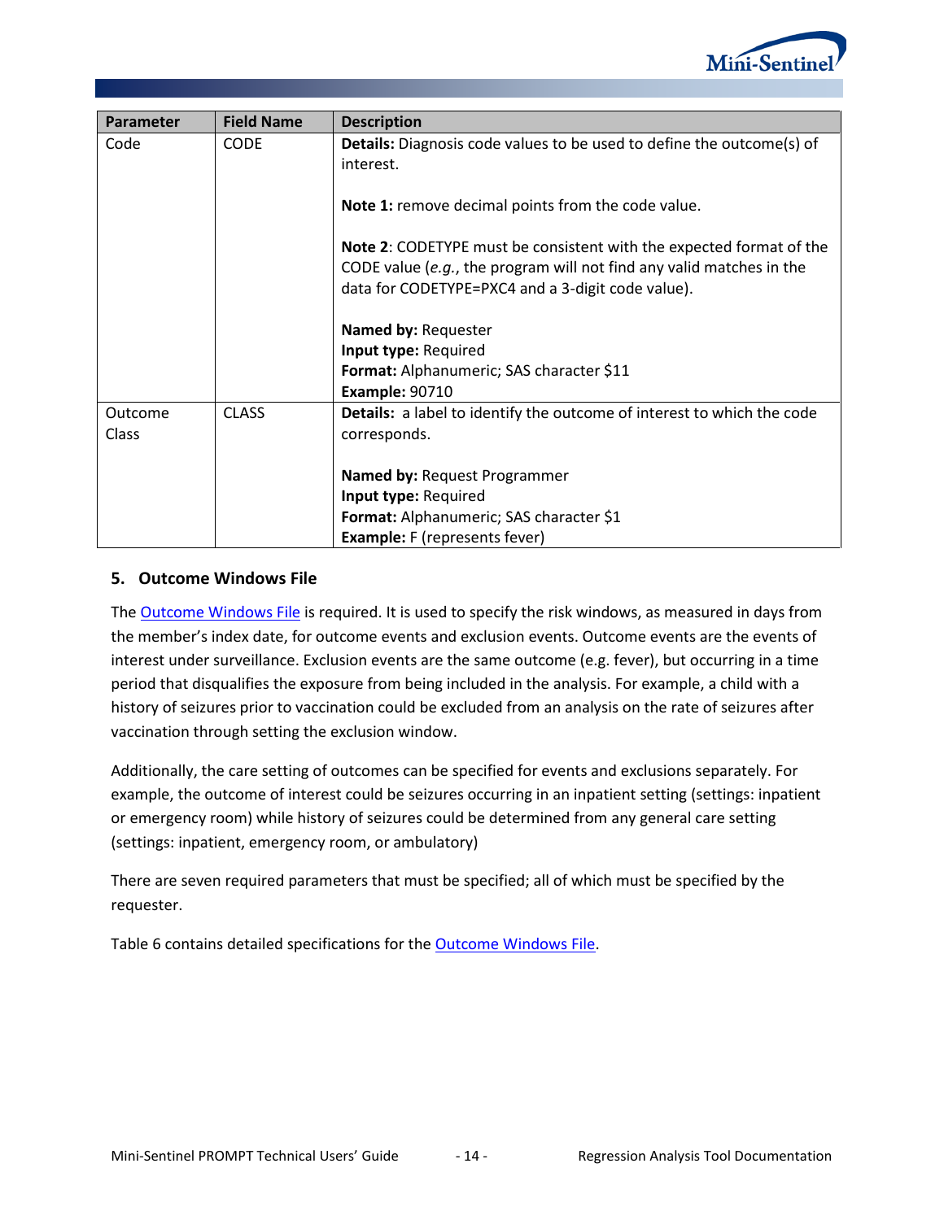| Parameter | Field Name | Description |
|---|---|---|
| Code | CODE | **Details:** Diagnosis code values to be used to define the outcome(s) of interest.<br><br>**Note 1:** remove decimal points from the code value.<br><br>**Note 2**: CODETYPE must be consistent with the expected format of the CODE value (*e.g.*, the program will not find any valid matches in the data for CODETYPE=PXC4 and a 3-digit code value).<br><br>**Named by:** Requester<br>**Input type:** Required<br>**Format:** Alphanumeric; SAS character $11<br>**Example:** 90710 |
| Outcome Class | CLASS | **Details:** a label to identify the outcome of interest to which the code corresponds.<br><br>**Named by:** Request Programmer<br>**Input type:** Required<br>**Format:** Alphanumeric; SAS character $1<br>**Example:** F (represents fever) |

## 5. Outcome Windows File

The Outcome Windows File is required. It is used to specify the risk windows, as measured in days from the member's index date, for outcome events and exclusion events. Outcome events are the events of interest under surveillance. Exclusion events are the same outcome (e.g. fever), but occurring in a time period that disqualifies the exposure from being included in the analysis. For example, a child with a history of seizures prior to vaccination could be excluded from an analysis on the rate of seizures after vaccination through setting the exclusion window.

Additionally, the care setting of outcomes can be specified for events and exclusions separately. For example, the outcome of interest could be seizures occurring in an inpatient setting (settings: inpatient or emergency room) while history of seizures could be determined from any general care setting (settings: inpatient, emergency room, or ambulatory)

There are seven required parameters that must be specified; all of which must be specified by the requester.

Table 6 contains detailed specifications for the Outcome Windows File.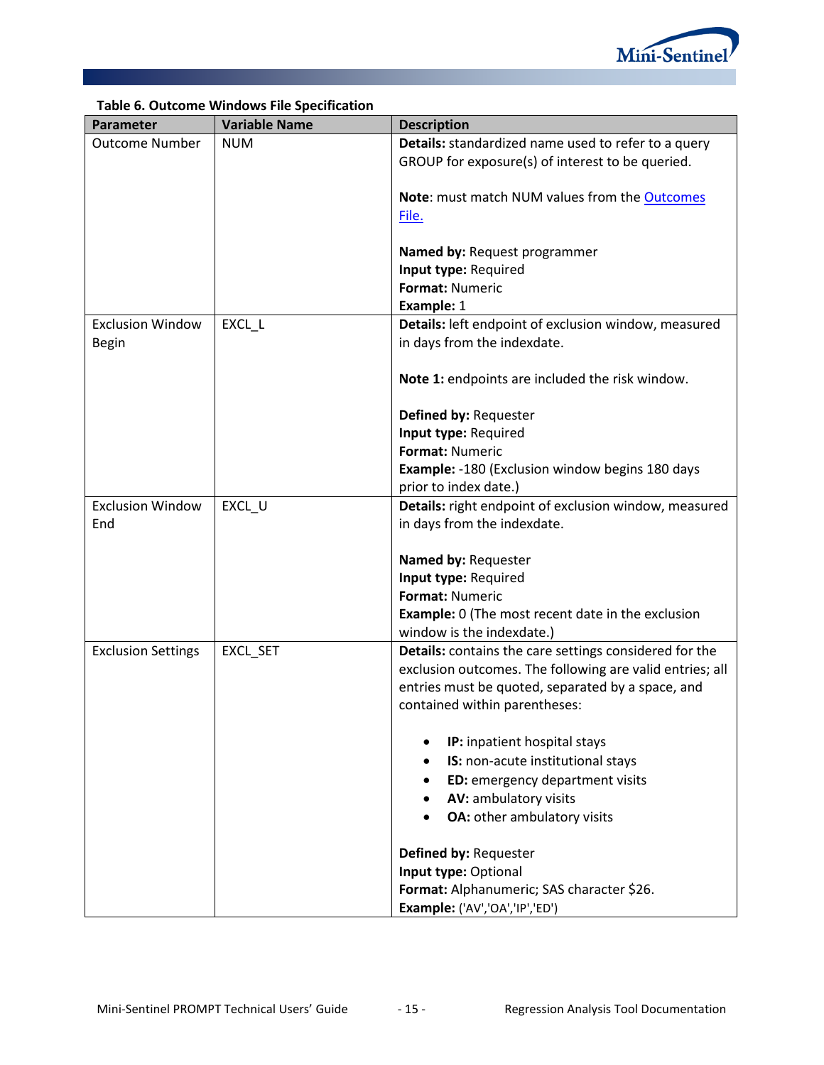**Table 6. Outcome Windows File Specification**

| Parameter | Variable Name | Description |
|---|---|---|
| Outcome Number | NUM | **Details:** standardized name used to refer to a query GROUP for exposure(s) of interest to be queried.<br><br>**Note**: must match NUM values from the Outcomes File.<br><br>**Named by:** Request programmer<br>**Input type:** Required<br>**Format:** Numeric<br>**Example:** 1 |
| Exclusion Window Begin | EXCL_L | **Details:** left endpoint of exclusion window, measured in days from the indexdate.<br><br>**Note 1:** endpoints are included the risk window.<br><br>**Defined by:** Requester<br>**Input type:** Required<br>**Format:** Numeric<br>**Example:** -180 (Exclusion window begins 180 days prior to index date.) |
| Exclusion Window End | EXCL_U | **Details:** right endpoint of exclusion window, measured in days from the indexdate.<br><br>**Named by:** Requester<br>**Input type:** Required<br>**Format:** Numeric<br>**Example:** 0 (The most recent date in the exclusion window is the indexdate.) |
| Exclusion Settings | EXCL_SET | **Details:** contains the care settings considered for the exclusion outcomes. The following are valid entries; all entries must be quoted, separated by a space, and contained within parentheses:<br><br>• **IP:** inpatient hospital stays<br>• **IS:** non-acute institutional stays<br>• **ED:** emergency department visits<br>• **AV:** ambulatory visits<br>• **OA:** other ambulatory visits<br><br>**Defined by:** Requester<br>**Input type:** Optional<br>**Format:** Alphanumeric; SAS character $26.<br>**Example:** ('AV','OA','IP','ED') |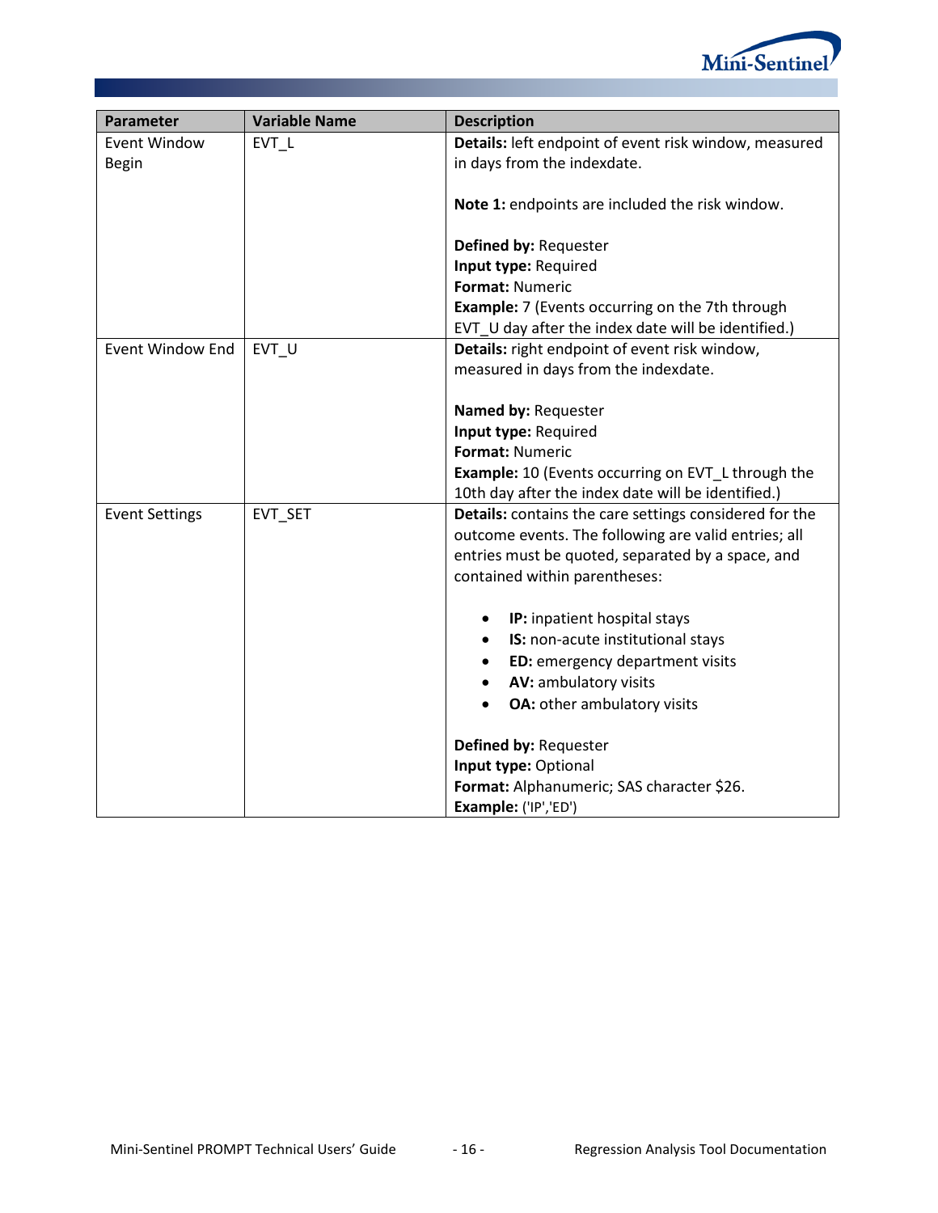| Parameter | Variable Name | Description |
|---|---|---|
| Event Window Begin | EVT_L | **Details:** left endpoint of event risk window, measured in days from the indexdate.<br><br>**Note 1:** endpoints are included the risk window.<br><br>**Defined by:** Requester<br>**Input type:** Required<br>**Format:** Numeric<br>**Example:** 7 (Events occurring on the 7th through EVT_U day after the index date will be identified.) |
| Event Window End | EVT_U | **Details:** right endpoint of event risk window, measured in days from the indexdate.<br><br>**Named by:** Requester<br>**Input type:** Required<br>**Format:** Numeric<br>**Example:** 10 (Events occurring on EVT_L through the 10th day after the index date will be identified.) |
| Event Settings | EVT_SET | **Details:** contains the care settings considered for the outcome events. The following are valid entries; all entries must be quoted, separated by a space, and contained within parentheses:<br><br>• **IP:** inpatient hospital stays<br>• **IS:** non-acute institutional stays<br>• **ED:** emergency department visits<br>• **AV:** ambulatory visits<br>• **OA:** other ambulatory visits<br><br>**Defined by:** Requester<br>**Input type:** Optional<br>**Format:** Alphanumeric; SAS character $26.<br>**Example:** ('IP','ED') |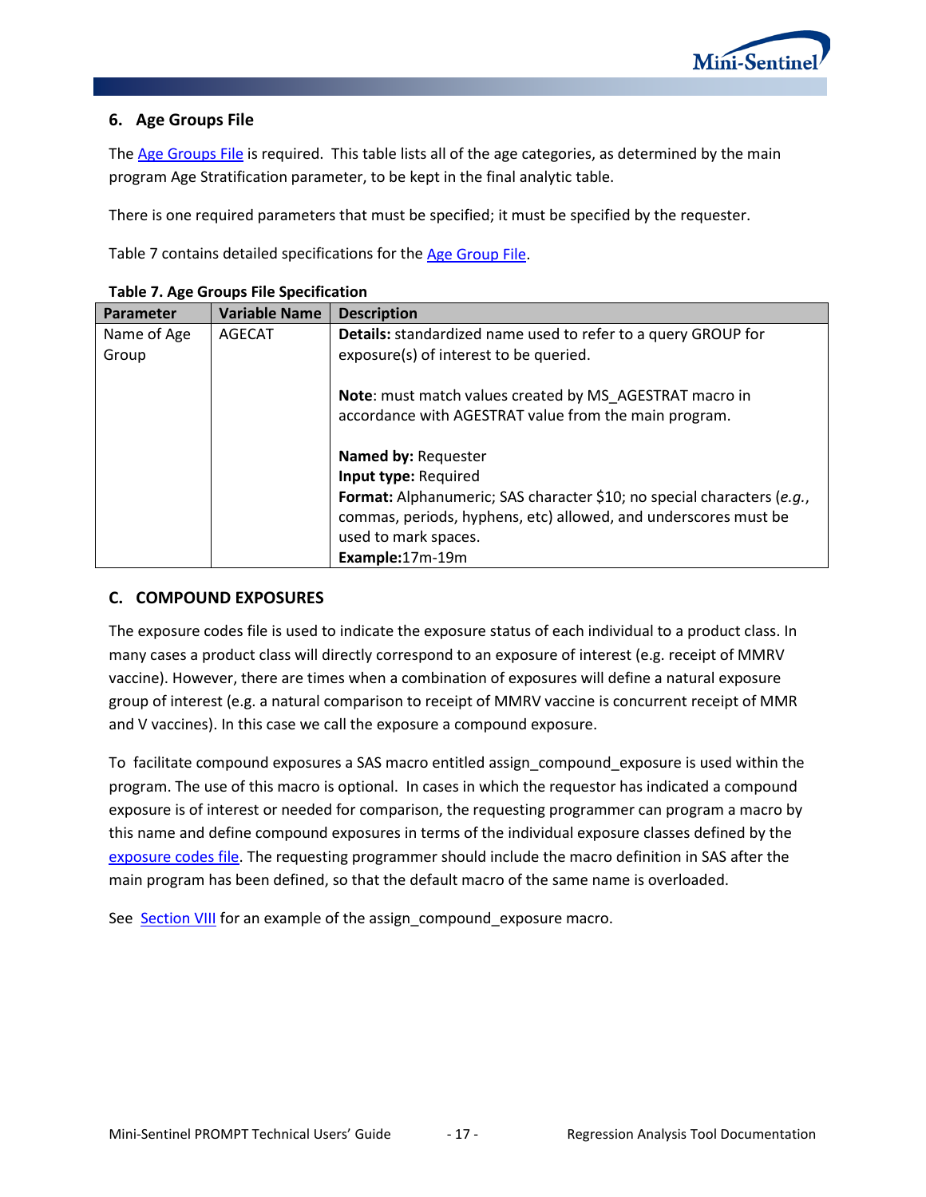### 6. Age Groups File

The Age Groups File is required. This table lists all of the age categories, as determined by the main program Age Stratification parameter, to be kept in the final analytic table.

There is one required parameters that must be specified; it must be specified by the requester.

Table 7 contains detailed specifications for the Age Group File.

**Table 7. Age Groups File Specification**

| Parameter | Variable Name | Description |
|---|---|---|
| Name of Age Group | AGECAT | **Details:** standardized name used to refer to a query GROUP for exposure(s) of interest to be queried.<br><br>**Note**: must match values created by MS_AGESTRAT macro in accordance with AGESTRAT value from the main program.<br><br>**Named by:** Requester<br>**Input type:** Required<br>**Format:** Alphanumeric; SAS character $10; no special characters (*e.g.*, commas, periods, hyphens, etc) allowed, and underscores must be used to mark spaces.<br>**Example:**17m-19m |

## C. COMPOUND EXPOSURES

The exposure codes file is used to indicate the exposure status of each individual to a product class. In many cases a product class will directly correspond to an exposure of interest (e.g. receipt of MMRV vaccine). However, there are times when a combination of exposures will define a natural exposure group of interest (e.g. a natural comparison to receipt of MMRV vaccine is concurrent receipt of MMR and V vaccines). In this case we call the exposure a compound exposure.

To facilitate compound exposures a SAS macro entitled assign_compound_exposure is used within the program. The use of this macro is optional. In cases in which the requestor has indicated a compound exposure is of interest or needed for comparison, the requesting programmer can program a macro by this name and define compound exposures in terms of the individual exposure classes defined by the exposure codes file. The requesting programmer should include the macro definition in SAS after the main program has been defined, so that the default macro of the same name is overloaded.

See Section VIII for an example of the assign_compound_exposure macro.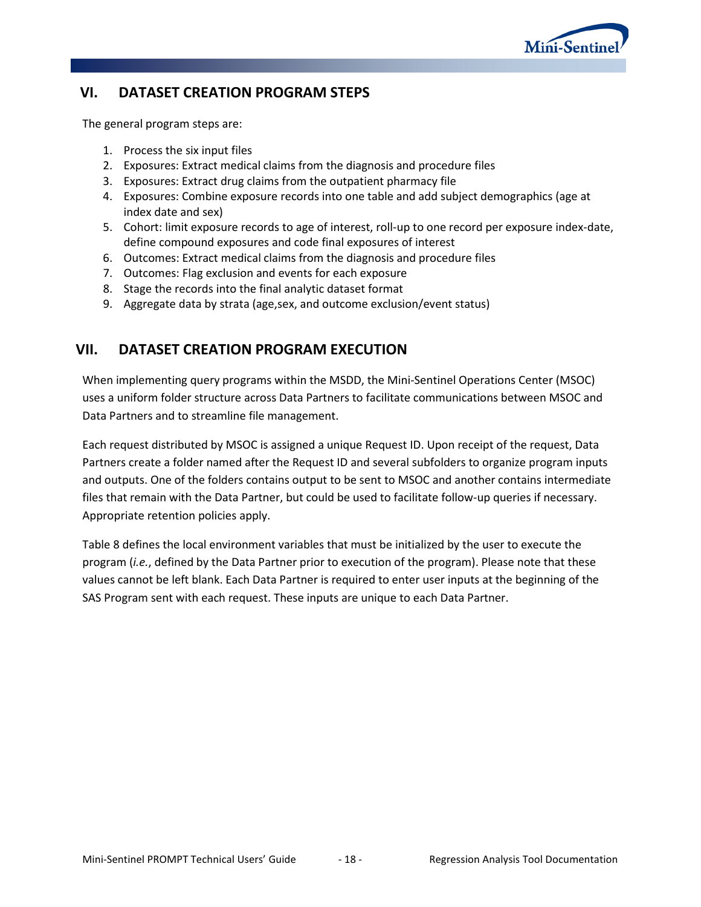## VI. DATASET CREATION PROGRAM STEPS

The general program steps are:

1. Process the six input files
2. Exposures: Extract medical claims from the diagnosis and procedure files
3. Exposures: Extract drug claims from the outpatient pharmacy file
4. Exposures: Combine exposure records into one table and add subject demographics (age at index date and sex)
5. Cohort: limit exposure records to age of interest, roll-up to one record per exposure index-date, define compound exposures and code final exposures of interest
6. Outcomes: Extract medical claims from the diagnosis and procedure files
7. Outcomes: Flag exclusion and events for each exposure
8. Stage the records into the final analytic dataset format
9. Aggregate data by strata (age,sex, and outcome exclusion/event status)

## VII. DATASET CREATION PROGRAM EXECUTION

When implementing query programs within the MSDD, the Mini-Sentinel Operations Center (MSOC) uses a uniform folder structure across Data Partners to facilitate communications between MSOC and Data Partners and to streamline file management.

Each request distributed by MSOC is assigned a unique Request ID. Upon receipt of the request, Data Partners create a folder named after the Request ID and several subfolders to organize program inputs and outputs. One of the folders contains output to be sent to MSOC and another contains intermediate files that remain with the Data Partner, but could be used to facilitate follow-up queries if necessary. Appropriate retention policies apply.

Table 8 defines the local environment variables that must be initialized by the user to execute the program (*i.e.*, defined by the Data Partner prior to execution of the program). Please note that these values cannot be left blank. Each Data Partner is required to enter user inputs at the beginning of the SAS Program sent with each request. These inputs are unique to each Data Partner.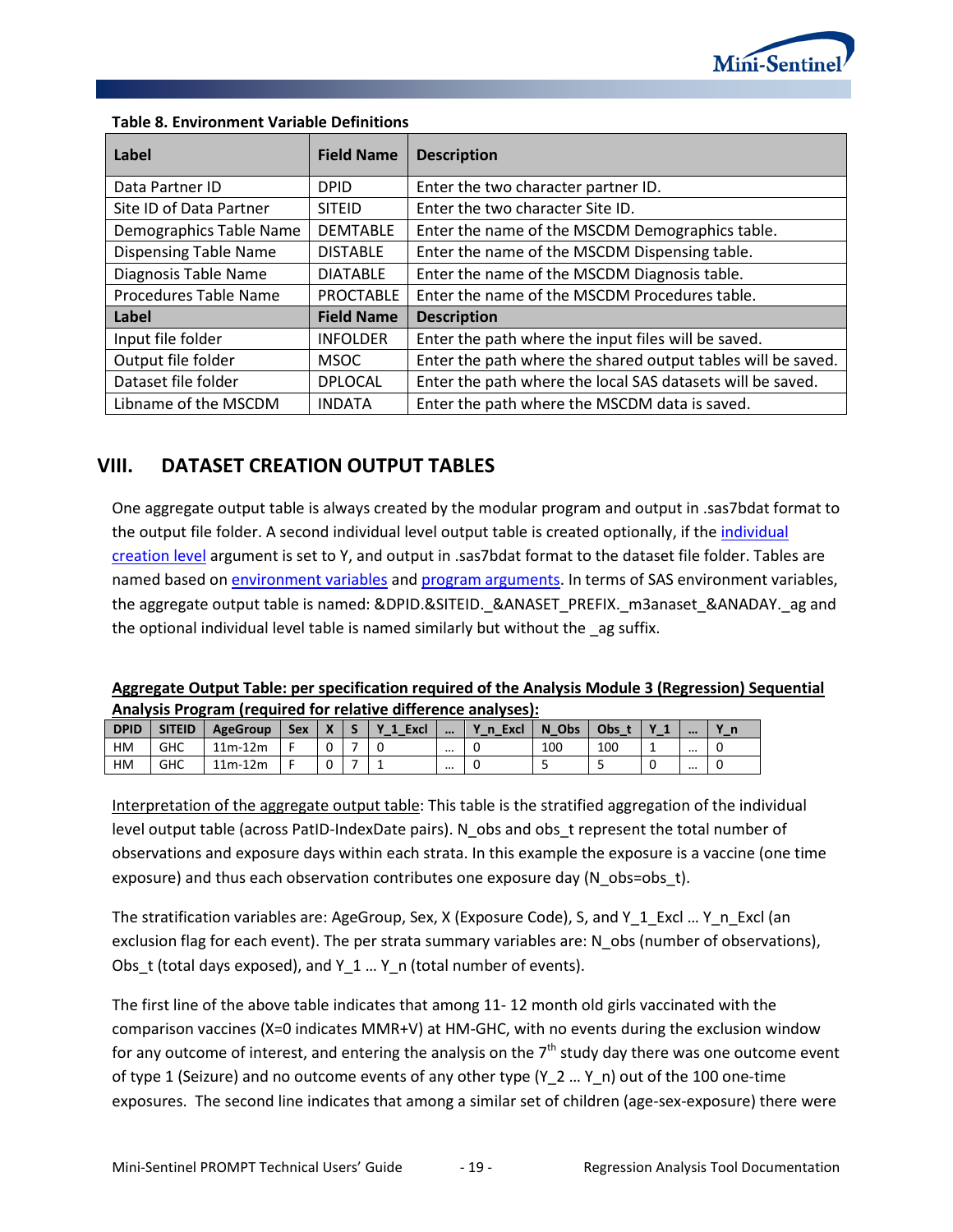**Table 8. Environment Variable Definitions**

| Label | Field Name | Description |
|---|---|---|
| Data Partner ID | DPID | Enter the two character partner ID. |
| Site ID of Data Partner | SITEID | Enter the two character Site ID. |
| Demographics Table Name | DEMTABLE | Enter the name of the MSCDM Demographics table. |
| Dispensing Table Name | DISTABLE | Enter the name of the MSCDM Dispensing table. |
| Diagnosis Table Name | DIATABLE | Enter the name of the MSCDM Diagnosis table. |
| Procedures Table Name | PROCTABLE | Enter the name of the MSCDM Procedures table. |
| **Label** | **Field Name** | **Description** |
| Input file folder | INFOLDER | Enter the path where the input files will be saved. |
| Output file folder | MSOC | Enter the path where the shared output tables will be saved. |
| Dataset file folder | DPLOCAL | Enter the path where the local SAS datasets will be saved. |
| Libname of the MSCDM | INDATA | Enter the path where the MSCDM data is saved. |

## VIII. DATASET CREATION OUTPUT TABLES

One aggregate output table is always created by the modular program and output in .sas7bdat format to the output file folder. A second individual level output table is created optionally, if the individual creation level argument is set to Y, and output in .sas7bdat format to the dataset file folder. Tables are named based on environment variables and program arguments. In terms of SAS environment variables, the aggregate output table is named: &DPID.&SITEID._&ANASET_PREFIX._m3anaset_&ANADAY._ag and the optional individual level table is named similarly but without the _ag suffix.

**Aggregate Output Table: per specification required of the Analysis Module 3 (Regression) Sequential Analysis Program (required for relative difference analyses):**

| DPID | SITEID | AgeGroup | Sex | X | S | Y_1_Excl | … | Y_n_Excl | N_Obs | Obs_t | Y_1 | … | Y_n |
|---|---|---|---|---|---|---|---|---|---|---|---|---|---|
| HM | GHC | 11m-12m | F | 0 | 7 | 0 | … | 0 | 100 | 100 | 1 | … | 0 |
| HM | GHC | 11m-12m | F | 0 | 7 | 1 | … | 0 | 5 | 5 | 0 | … | 0 |

Interpretation of the aggregate output table: This table is the stratified aggregation of the individual level output table (across PatID-IndexDate pairs). N_obs and obs_t represent the total number of observations and exposure days within each strata. In this example the exposure is a vaccine (one time exposure) and thus each observation contributes one exposure day (N_obs=obs_t).

The stratification variables are: AgeGroup, Sex, X (Exposure Code), S, and Y_1_Excl … Y_n_Excl (an exclusion flag for each event). The per strata summary variables are: N_obs (number of observations), Obs_t (total days exposed), and Y_1 … Y_n (total number of events).

The first line of the above table indicates that among 11- 12 month old girls vaccinated with the comparison vaccines (X=0 indicates MMR+V) at HM-GHC, with no events during the exclusion window for any outcome of interest, and entering the analysis on the 7th study day there was one outcome event of type 1 (Seizure) and no outcome events of any other type (Y_2 … Y_n) out of the 100 one-time exposures. The second line indicates that among a similar set of children (age-sex-exposure) there were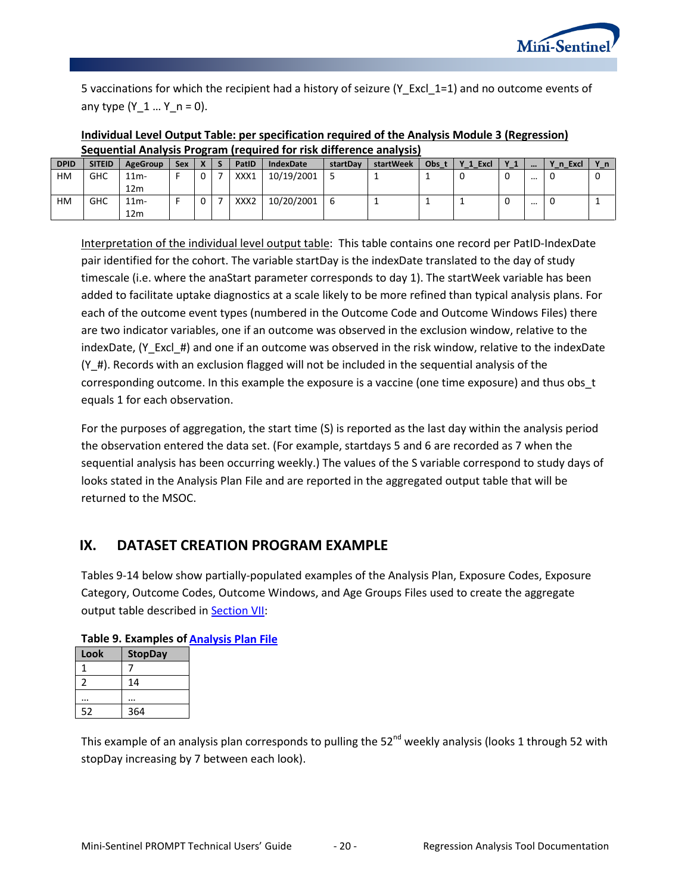5 vaccinations for which the recipient had a history of seizure (Y_Excl_1=1) and no outcome events of any type (Y_1 … Y_n = 0).

**Individual Level Output Table: per specification required of the Analysis Module 3 (Regression) Sequential Analysis Program (required for risk difference analysis)**

| DPID | SITEID | AgeGroup | Sex | X | S | PatID | IndexDate | startDay | startWeek | Obs_t | Y_1_Excl | Y_1 | … | Y_n_Excl | Y_n |
|---|---|---|---|---|---|---|---|---|---|---|---|---|---|---|---|
| HM | GHC | 11m-12m | F | 0 | 7 | XXX1 | 10/19/2001 | 5 | 1 | 1 | 0 | 0 | … | 0 | 0 |
| HM | GHC | 11m-12m | F | 0 | 7 | XXX2 | 10/20/2001 | 6 | 1 | 1 | 1 | 0 | … | 0 | 1 |

Interpretation of the individual level output table: This table contains one record per PatID-IndexDate pair identified for the cohort. The variable startDay is the indexDate translated to the day of study timescale (i.e. where the anaStart parameter corresponds to day 1). The startWeek variable has been added to facilitate uptake diagnostics at a scale likely to be more refined than typical analysis plans. For each of the outcome event types (numbered in the Outcome Code and Outcome Windows Files) there are two indicator variables, one if an outcome was observed in the exclusion window, relative to the indexDate, (Y_Excl_#) and one if an outcome was observed in the risk window, relative to the indexDate (Y_#). Records with an exclusion flagged will not be included in the sequential analysis of the corresponding outcome. In this example the exposure is a vaccine (one time exposure) and thus obs_t equals 1 for each observation.

For the purposes of aggregation, the start time (S) is reported as the last day within the analysis period the observation entered the data set. (For example, startdays 5 and 6 are recorded as 7 when the sequential analysis has been occurring weekly.) The values of the S variable correspond to study days of looks stated in the Analysis Plan File and are reported in the aggregated output table that will be returned to the MSOC.

## IX. DATASET CREATION PROGRAM EXAMPLE

Tables 9-14 below show partially-populated examples of the Analysis Plan, Exposure Codes, Exposure Category, Outcome Codes, Outcome Windows, and Age Groups Files used to create the aggregate output table described in Section VII:

**Table 9. Examples of Analysis Plan File**

| Look | StopDay |
|---|---|
| 1 | 7 |
| 2 | 14 |
| … | … |
| 52 | 364 |

This example of an analysis plan corresponds to pulling the 52nd weekly analysis (looks 1 through 52 with stopDay increasing by 7 between each look).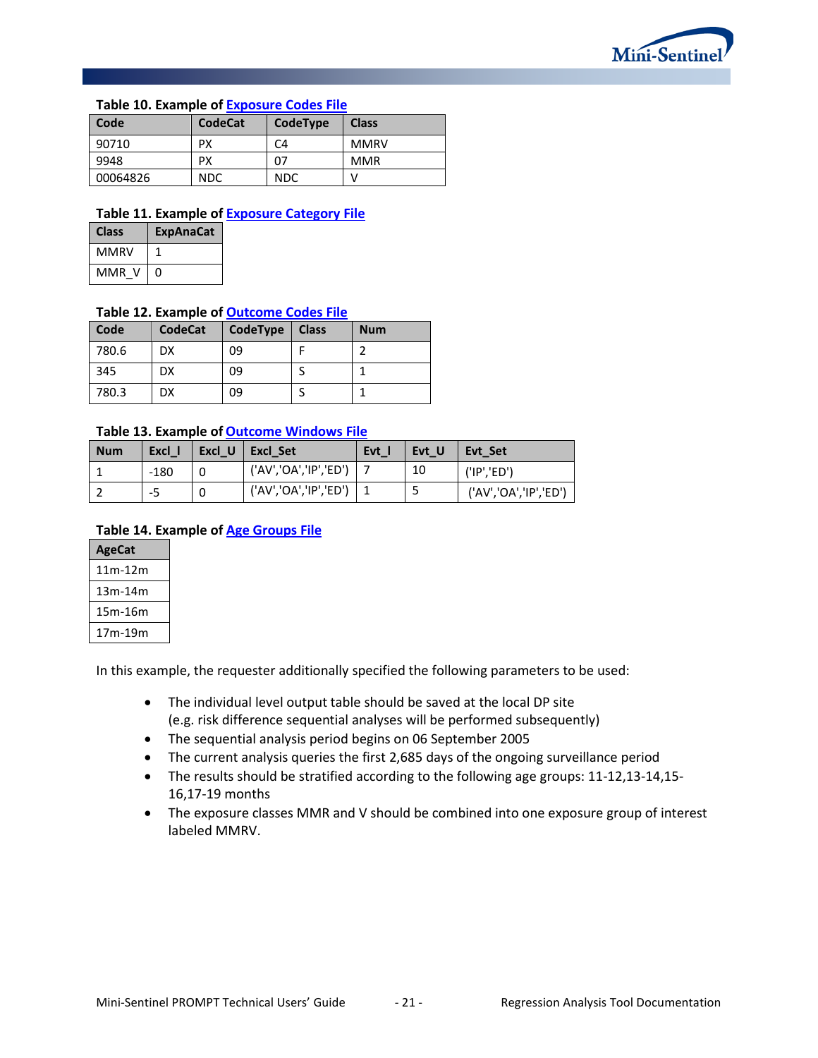**Table 10. Example of Exposure Codes File**

| Code | CodeCat | CodeType | Class |
|---|---|---|---|
| 90710 | PX | C4 | MMRV |
| 9948 | PX | 07 | MMR |
| 00064826 | NDC | NDC | V |

**Table 11. Example of Exposure Category File**

| Class | ExpAnaCat |
|---|---|
| MMRV | 1 |
| MMR_V | 0 |

**Table 12. Example of Outcome Codes File**

| Code | CodeCat | CodeType | Class | Num |
|---|---|---|---|---|
| 780.6 | DX | 09 | F | 2 |
| 345 | DX | 09 | S | 1 |
| 780.3 | DX | 09 | S | 1 |

**Table 13. Example of Outcome Windows File**

| Num | Excl_l | Excl_U | Excl_Set | Evt_l | Evt_U | Evt_Set |
|---|---|---|---|---|---|---|
| 1 | -180 | 0 | ('AV','OA','IP','ED') | 7 | 10 | ('IP','ED') |
| 2 | -5 | 0 | ('AV','OA','IP','ED') | 1 | 5 | ('AV','OA','IP','ED') |

**Table 14. Example of Age Groups File**

| AgeCat |
|---|
| 11m-12m |
| 13m-14m |
| 15m-16m |
| 17m-19m |

In this example, the requester additionally specified the following parameters to be used:

- The individual level output table should be saved at the local DP site (e.g. risk difference sequential analyses will be performed subsequently)
- The sequential analysis period begins on 06 September 2005
- The current analysis queries the first 2,685 days of the ongoing surveillance period
- The results should be stratified according to the following age groups: 11-12,13-14,15-16,17-19 months
- The exposure classes MMR and V should be combined into one exposure group of interest labeled MMRV.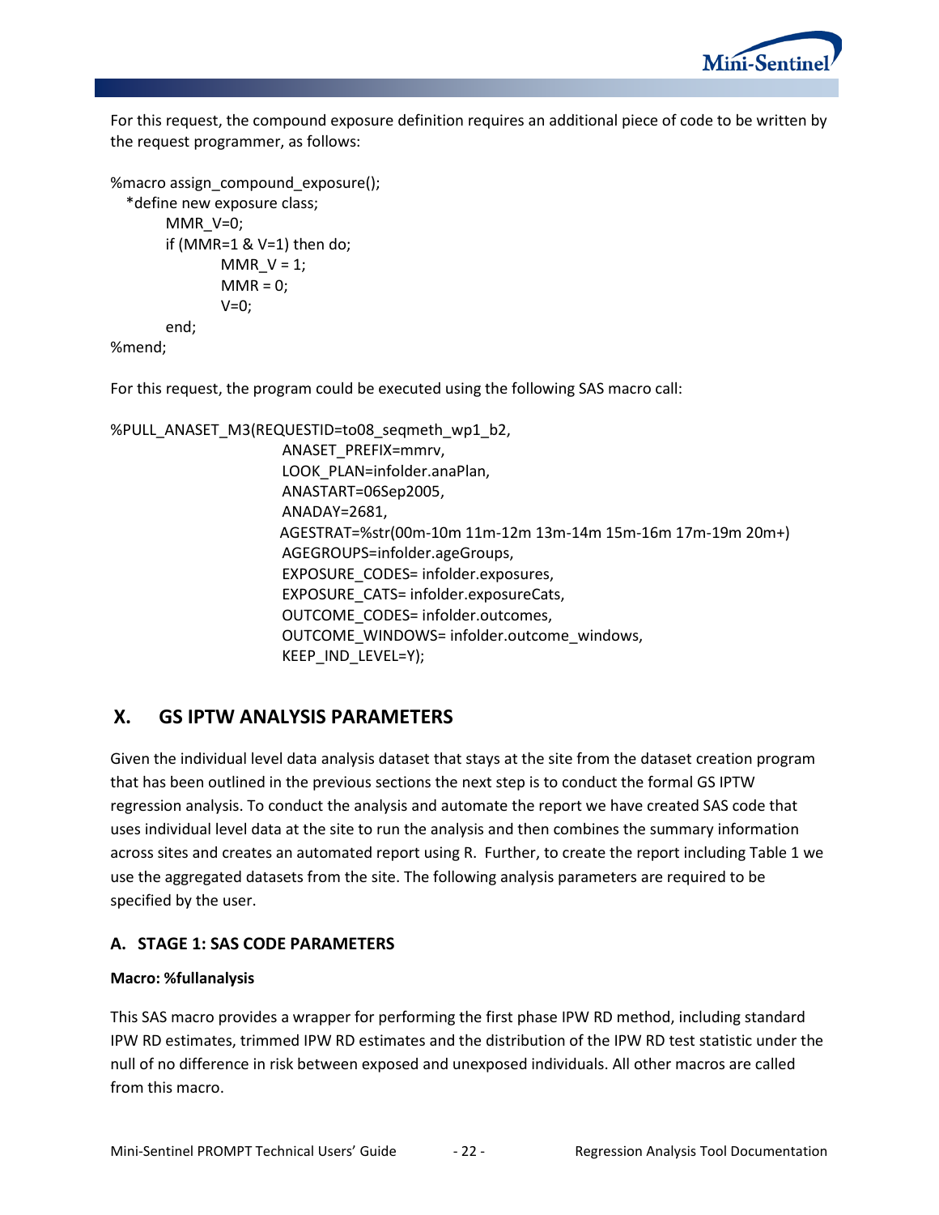For this request, the compound exposure definition requires an additional piece of code to be written by the request programmer, as follows:

```
%macro assign_compound_exposure();
   *define new exposure class;
         MMR_V=0;
         if (MMR=1 & V=1) then do;
                  MMR_V = 1;
                  MMR = 0;
                  V=0;
         end;
%mend;
```

For this request, the program could be executed using the following SAS macro call:

```
%PULL_ANASET_M3(REQUESTID=to08_seqmeth_wp1_b2,
                ANASET_PREFIX=mmrv,
                LOOK_PLAN=infolder.anaPlan,
                ANASTART=06Sep2005,
                ANADAY=2681,
                AGESTRAT=%str(00m-10m 11m-12m 13m-14m 15m-16m 17m-19m 20m+)
                AGEGROUPS=infolder.ageGroups,
                EXPOSURE_CODES= infolder.exposures,
                EXPOSURE_CATS= infolder.exposureCats,
                OUTCOME_CODES= infolder.outcomes,
                OUTCOME_WINDOWS= infolder.outcome_windows,
                KEEP_IND_LEVEL=Y);
```

## X. GS IPTW ANALYSIS PARAMETERS

Given the individual level data analysis dataset that stays at the site from the dataset creation program that has been outlined in the previous sections the next step is to conduct the formal GS IPTW regression analysis. To conduct the analysis and automate the report we have created SAS code that uses individual level data at the site to run the analysis and then combines the summary information across sites and creates an automated report using R. Further, to create the report including Table 1 we use the aggregated datasets from the site. The following analysis parameters are required to be specified by the user.

### A. STAGE 1: SAS CODE PARAMETERS

**Macro: %fullanalysis**

This SAS macro provides a wrapper for performing the first phase IPW RD method, including standard IPW RD estimates, trimmed IPW RD estimates and the distribution of the IPW RD test statistic under the null of no difference in risk between exposed and unexposed individuals. All other macros are called from this macro.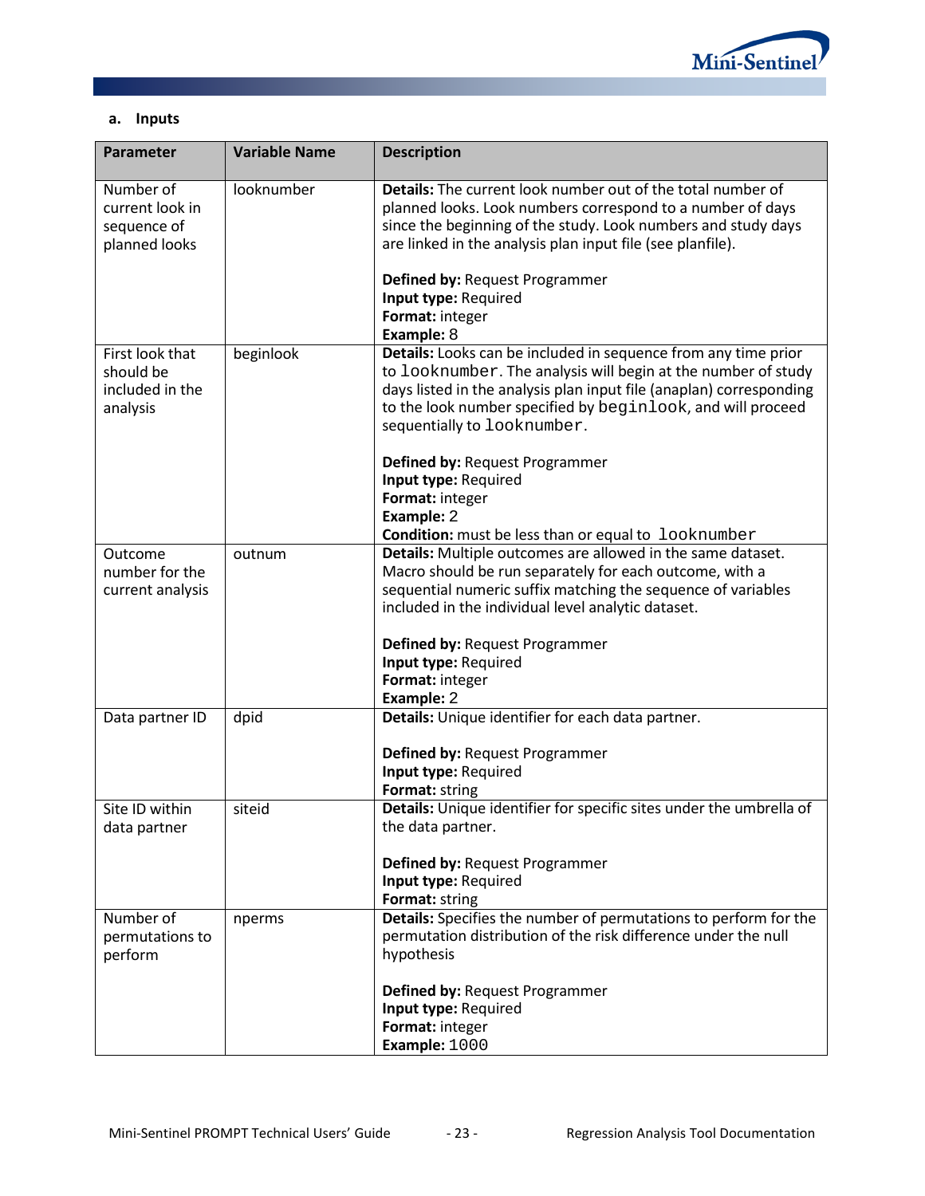### a. Inputs

| Parameter | Variable Name | Description |
|---|---|---|
| Number of current look in sequence of planned looks | looknumber | **Details:** The current look number out of the total number of planned looks. Look numbers correspond to a number of days since the beginning of the study. Look numbers and study days are linked in the analysis plan input file (see planfile).<br><br>**Defined by:** Request Programmer<br>**Input type:** Required<br>**Format:** integer<br>**Example:** 8 |
| First look that should be included in the analysis | beginlook | **Details:** Looks can be included in sequence from any time prior to `looknumber`. The analysis will begin at the number of study days listed in the analysis plan input file (anaplan) corresponding to the look number specified by `beginlook`, and will proceed sequentially to `looknumber`.<br><br>**Defined by:** Request Programmer<br>**Input type:** Required<br>**Format:** integer<br>**Example:** 2<br>**Condition:** must be less than or equal to `looknumber` |
| Outcome number for the current analysis | outnum | **Details:** Multiple outcomes are allowed in the same dataset. Macro should be run separately for each outcome, with a sequential numeric suffix matching the sequence of variables included in the individual level analytic dataset.<br><br>**Defined by:** Request Programmer<br>**Input type:** Required<br>**Format:** integer<br>**Example:** 2 |
| Data partner ID | dpid | **Details:** Unique identifier for each data partner.<br><br>**Defined by:** Request Programmer<br>**Input type:** Required<br>**Format:** string |
| Site ID within data partner | siteid | **Details:** Unique identifier for specific sites under the umbrella of the data partner.<br><br>**Defined by:** Request Programmer<br>**Input type:** Required<br>**Format:** string |
| Number of permutations to perform | nperms | **Details:** Specifies the number of permutations to perform for the permutation distribution of the risk difference under the null hypothesis<br><br>**Defined by:** Request Programmer<br>**Input type:** Required<br>**Format:** integer<br>**Example:** 1000 |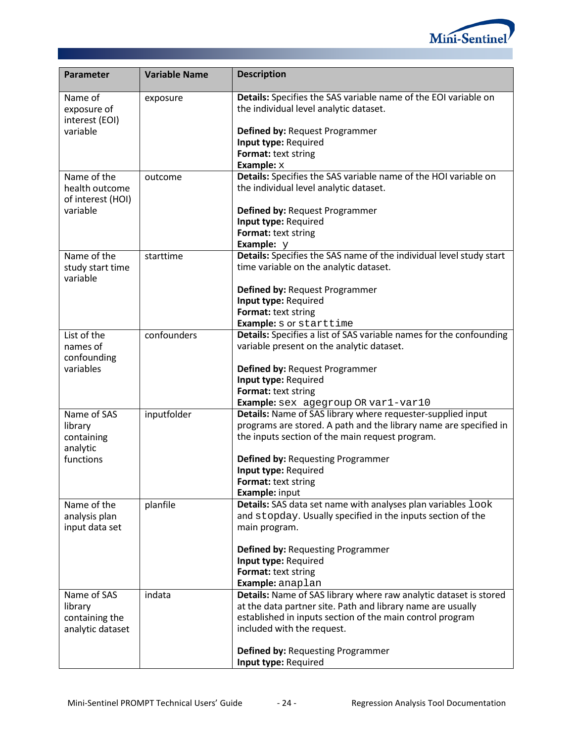| Parameter | Variable Name | Description |
|---|---|---|
| Name of exposure of interest (EOI) variable | exposure | **Details:** Specifies the SAS variable name of the EOI variable on the individual level analytic dataset.<br><br>**Defined by:** Request Programmer<br>**Input type:** Required<br>**Format:** text string<br>**Example:** x |
| Name of the health outcome of interest (HOI) variable | outcome | **Details:** Specifies the SAS variable name of the HOI variable on the individual level analytic dataset.<br><br>**Defined by:** Request Programmer<br>**Input type:** Required<br>**Format:** text string<br>**Example:** y |
| Name of the study start time variable | starttime | **Details:** Specifies the SAS name of the individual level study start time variable on the analytic dataset.<br><br>**Defined by:** Request Programmer<br>**Input type:** Required<br>**Format:** text string<br>**Example:** s or starttime |
| List of the names of confounding variables | confounders | **Details:** Specifies a list of SAS variable names for the confounding variable present on the analytic dataset.<br><br>**Defined by:** Request Programmer<br>**Input type:** Required<br>**Format:** text string<br>**Example:** sex agegroup OR var1-var10 |
| Name of SAS library containing analytic functions | inputfolder | **Details:** Name of SAS library where requester-supplied input programs are stored. A path and the library name are specified in the inputs section of the main request program.<br><br>**Defined by:** Requesting Programmer<br>**Input type:** Required<br>**Format:** text string<br>**Example:** input |
| Name of the analysis plan input data set | planfile | **Details:** SAS data set name with analyses plan variables look and stopday. Usually specified in the inputs section of the main program.<br><br>**Defined by:** Requesting Programmer<br>**Input type:** Required<br>**Format:** text string<br>**Example:** anaplan |
| Name of SAS library containing the analytic dataset | indata | **Details:** Name of SAS library where raw analytic dataset is stored at the data partner site. Path and library name are usually established in inputs section of the main control program included with the request.<br><br>**Defined by:** Requesting Programmer<br>**Input type:** Required |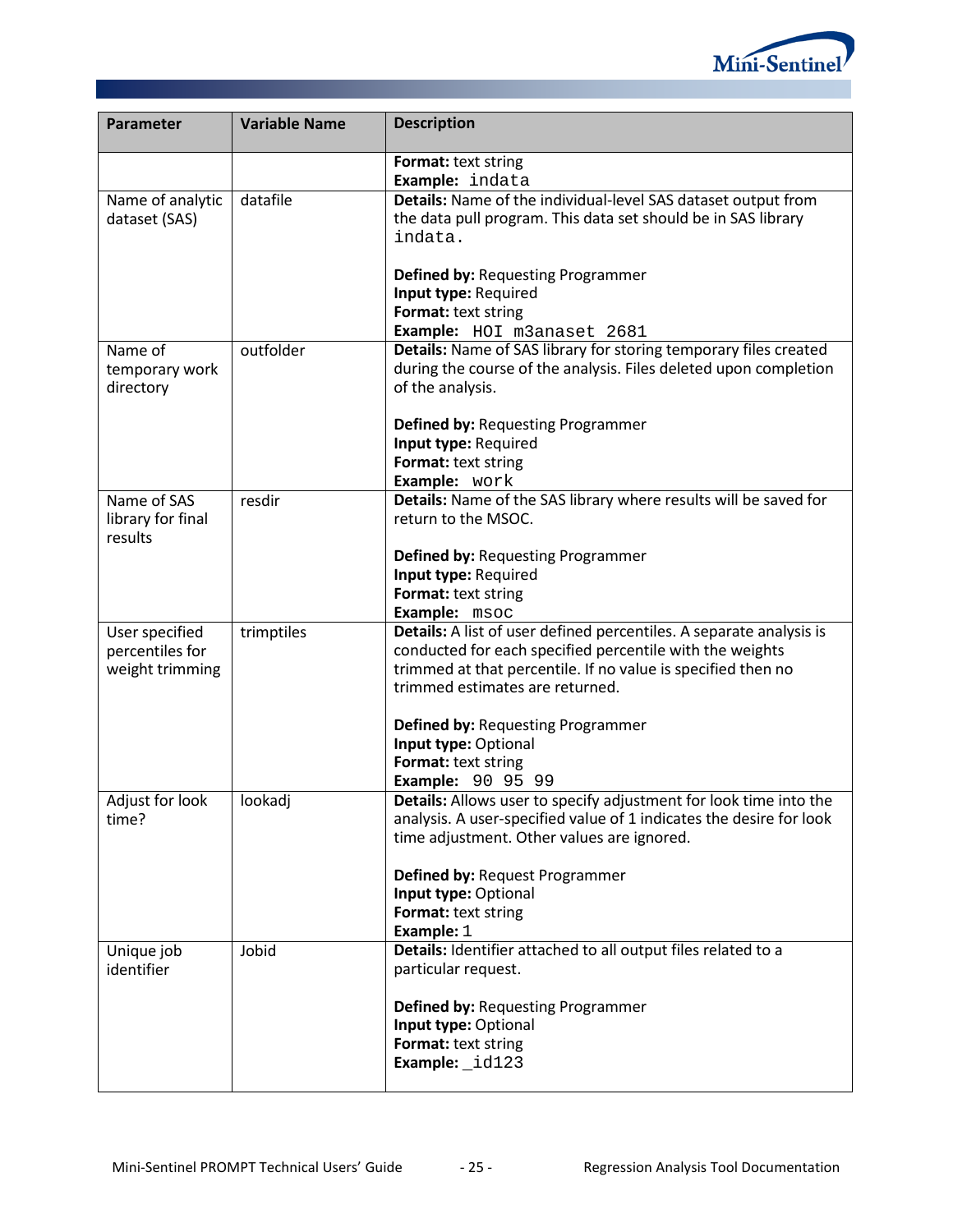| Parameter | Variable Name | Description |
|---|---|---|
| | | **Format:** text string<br>**Example:** indata |
| Name of analytic dataset (SAS) | datafile | **Details:** Name of the individual-level SAS dataset output from the data pull program. This data set should be in SAS library indata.<br><br>**Defined by:** Requesting Programmer<br>**Input type:** Required<br>**Format:** text string<br>**Example:** HOI m3anaset 2681 |
| Name of temporary work directory | outfolder | **Details:** Name of SAS library for storing temporary files created during the course of the analysis. Files deleted upon completion of the analysis.<br><br>**Defined by:** Requesting Programmer<br>**Input type:** Required<br>**Format:** text string<br>**Example:** work |
| Name of SAS library for final results | resdir | **Details:** Name of the SAS library where results will be saved for return to the MSOC.<br><br>**Defined by:** Requesting Programmer<br>**Input type:** Required<br>**Format:** text string<br>**Example:** msoc |
| User specified percentiles for weight trimming | trimptiles | **Details:** A list of user defined percentiles. A separate analysis is conducted for each specified percentile with the weights trimmed at that percentile. If no value is specified then no trimmed estimates are returned.<br><br>**Defined by:** Requesting Programmer<br>**Input type:** Optional<br>**Format:** text string<br>**Example:** 90 95 99 |
| Adjust for look time? | lookadj | **Details:** Allows user to specify adjustment for look time into the analysis. A user-specified value of 1 indicates the desire for look time adjustment. Other values are ignored.<br><br>**Defined by:** Request Programmer<br>**Input type:** Optional<br>**Format:** text string<br>**Example:** 1 |
| Unique job identifier | Jobid | **Details:** Identifier attached to all output files related to a particular request.<br><br>**Defined by:** Requesting Programmer<br>**Input type:** Optional<br>**Format:** text string<br>**Example:** _id123 |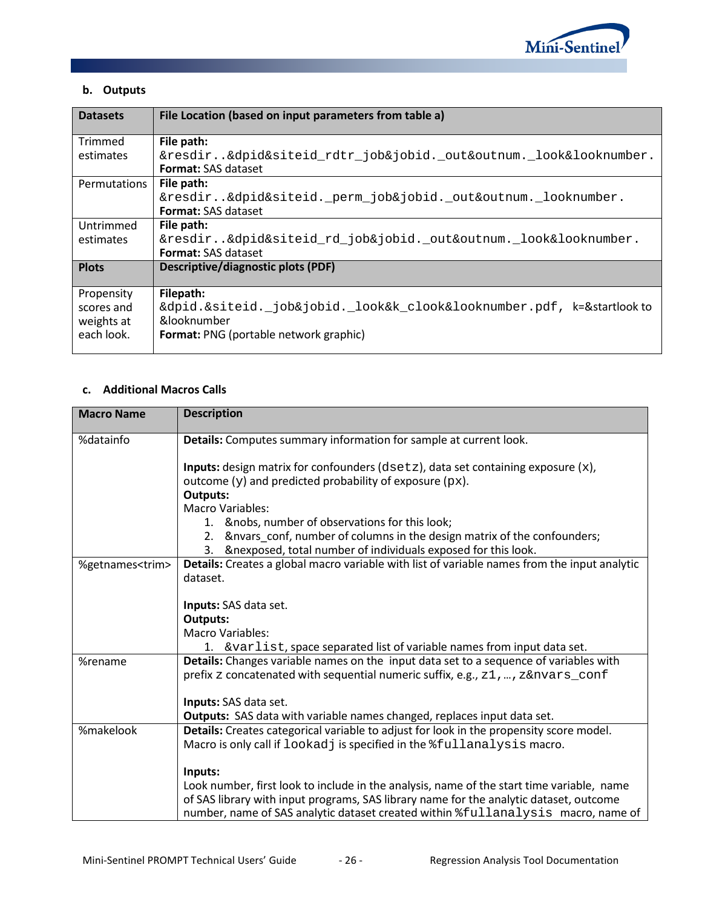**b. Outputs**

| Datasets | File Location (based on input parameters from table a) |
|---|---|
| Trimmed estimates | **File path:** `&resdir..&dpid&siteid_rdtr_job&jobid._out&outnum._look&looknumber.` **Format:** SAS dataset |
| Permutations | **File path:** `&resdir..&dpid&siteid._perm_job&jobid._out&outnum._looknumber.` **Format:** SAS dataset |
| Untrimmed estimates | **File path:** `&resdir..&dpid&siteid_rd_job&jobid._out&outnum._look&looknumber.` **Format:** SAS dataset |
| **Plots** | **Descriptive/diagnostic plots (PDF)** |
| Propensity scores and weights at each look. | **Filepath:** `&dpid.&siteid._job&jobid._look&k_clook&looknumber.pdf,` k=&startlook to &looknumber **Format:** PNG (portable network graphic) |

**c. Additional Macros Calls**

| Macro Name | Description |
|---|---|
| %datainfo | **Details:** Computes summary information for sample at current look. <br><br> **Inputs:** design matrix for confounders (`dsetz`), data set containing exposure (`x`), outcome (`y`) and predicted probability of exposure (`px`). <br> **Outputs:** <br> Macro Variables: <br> 1. &nobs, number of observations for this look; <br> 2. &nvars_conf, number of columns in the design matrix of the confounders; <br> 3. &nexposed, total number of individuals exposed for this look. |
| %getnames<trim> | **Details:** Creates a global macro variable with list of variable names from the input analytic dataset. <br><br> **Inputs:** SAS data set. <br> **Outputs:** <br> Macro Variables: <br> 1. `&varlist`, space separated list of variable names from input data set. |
| %rename | **Details:** Changes variable names on the input data set to a sequence of variables with prefix `z` concatenated with sequential numeric suffix, e.g., `z1,…, z&nvars_conf` <br><br> **Inputs:** SAS data set. <br> **Outputs:** SAS data with variable names changed, replaces input data set. |
| %makelook | **Details:** Creates categorical variable to adjust for look in the propensity score model. Macro is only call if `lookadj` is specified in the `%fullanalysis` macro. <br><br> **Inputs:** <br> Look number, first look to include in the analysis, name of the start time variable, name of SAS library with input programs, SAS library name for the analytic dataset, outcome number, name of SAS analytic dataset created within `%fullanalysis` macro, name of |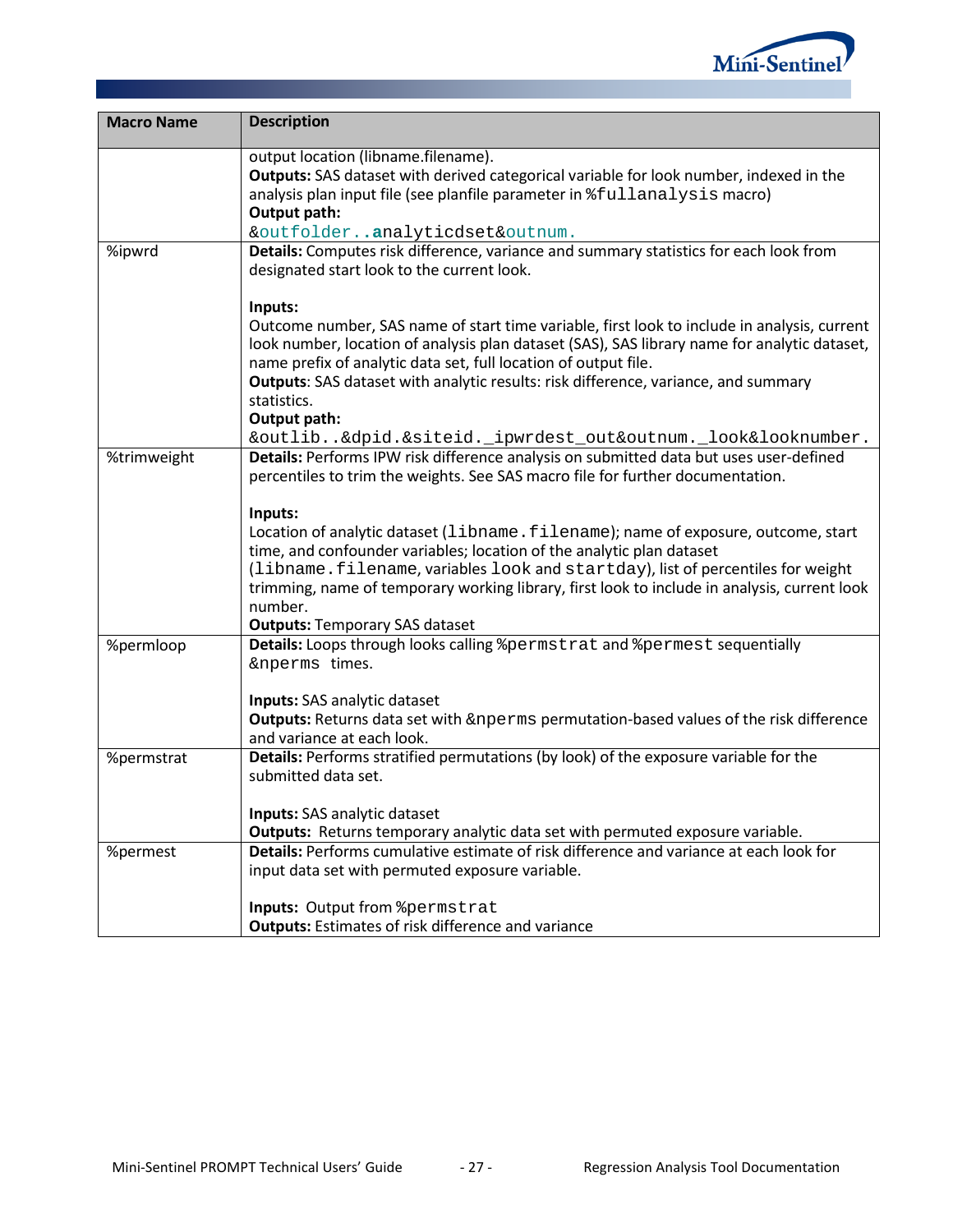| Macro Name | Description |
|---|---|
| | output location (libname.filename).<br>**Outputs:** SAS dataset with derived categorical variable for look number, indexed in the analysis plan input file (see planfile parameter in %fullanalysis macro)<br>**Output path:**<br>&outfolder..analyticdset&outnum. |
| %ipwrd | **Details:** Computes risk difference, variance and summary statistics for each look from designated start look to the current look.<br><br>**Inputs:**<br>Outcome number, SAS name of start time variable, first look to include in analysis, current look number, location of analysis plan dataset (SAS), SAS library name for analytic dataset, name prefix of analytic data set, full location of output file.<br>**Outputs**: SAS dataset with analytic results: risk difference, variance, and summary statistics.<br>**Output path:**<br>&outlib..&dpid.&siteid._ipwrdest_out&outnum._look&looknumber. |
| %trimweight | **Details:** Performs IPW risk difference analysis on submitted data but uses user-defined percentiles to trim the weights. See SAS macro file for further documentation.<br><br>**Inputs:**<br>Location of analytic dataset (libname.filename); name of exposure, outcome, start time, and confounder variables; location of the analytic plan dataset (libname.filename, variables look and startday), list of percentiles for weight trimming, name of temporary working library, first look to include in analysis, current look number.<br>**Outputs:** Temporary SAS dataset |
| %permloop | **Details:** Loops through looks calling %permstrat and %permest sequentially &nperms times.<br><br>**Inputs:** SAS analytic dataset<br>**Outputs:** Returns data set with &nperms permutation-based values of the risk difference and variance at each look. |
| %permstrat | **Details:** Performs stratified permutations (by look) of the exposure variable for the submitted data set.<br><br>**Inputs:** SAS analytic dataset<br>**Outputs:** Returns temporary analytic data set with permuted exposure variable. |
| %permest | **Details:** Performs cumulative estimate of risk difference and variance at each look for input data set with permuted exposure variable.<br><br>**Inputs:** Output from %permstrat<br>**Outputs:** Estimates of risk difference and variance |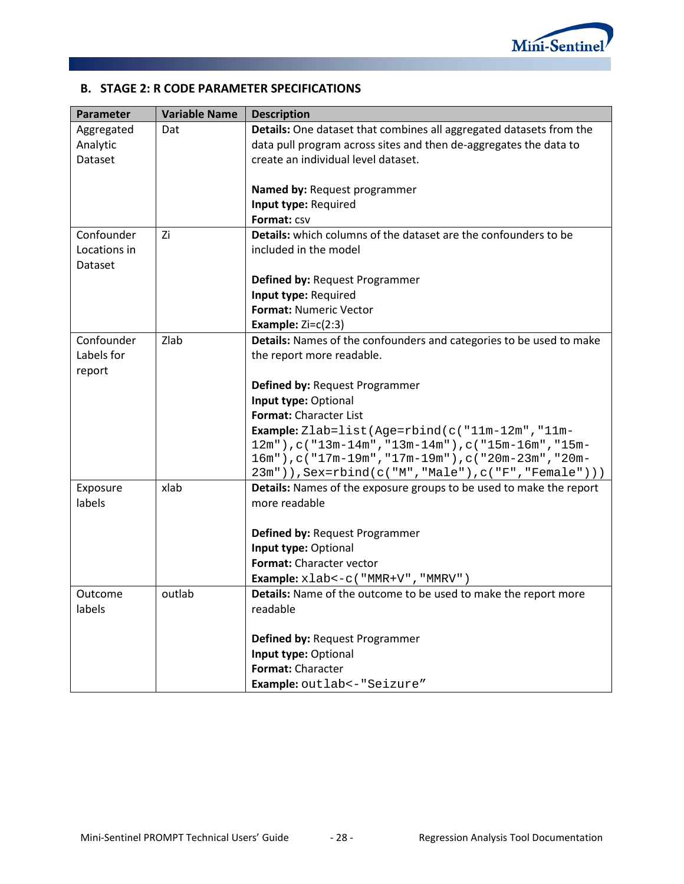## B. STAGE 2: R CODE PARAMETER SPECIFICATIONS

| Parameter | Variable Name | Description |
|---|---|---|
| Aggregated Analytic Dataset | Dat | **Details:** One dataset that combines all aggregated datasets from the data pull program across sites and then de-aggregates the data to create an individual level dataset.<br><br>**Named by:** Request programmer<br>**Input type:** Required<br>**Format:** csv |
| Confounder Locations in Dataset | Zi | **Details:** which columns of the dataset are the confounders to be included in the model<br><br>**Defined by:** Request Programmer<br>**Input type:** Required<br>**Format:** Numeric Vector<br>**Example:** Zi=c(2:3) |
| Confounder Labels for report | Zlab | **Details:** Names of the confounders and categories to be used to make the report more readable.<br><br>**Defined by:** Request Programmer<br>**Input type:** Optional<br>**Format:** Character List<br>**Example:** `Zlab=list(Age=rbind(c("11m-12m","11m-12m"),c("13m-14m","13m-14m"),c("15m-16m","15m-16m"),c("17m-19m","17m-19m"),c("20m-23m","20m-23m")),Sex=rbind(c("M","Male"),c("F","Female")))` |
| Exposure labels | xlab | **Details:** Names of the exposure groups to be used to make the report more readable<br><br>**Defined by:** Request Programmer<br>**Input type:** Optional<br>**Format:** Character vector<br>**Example:** `xlab<-c("MMR+V","MMRV")` |
| Outcome labels | outlab | **Details:** Name of the outcome to be used to make the report more readable<br><br>**Defined by:** Request Programmer<br>**Input type:** Optional<br>**Format:** Character<br>**Example:** `outlab<-"Seizure”` |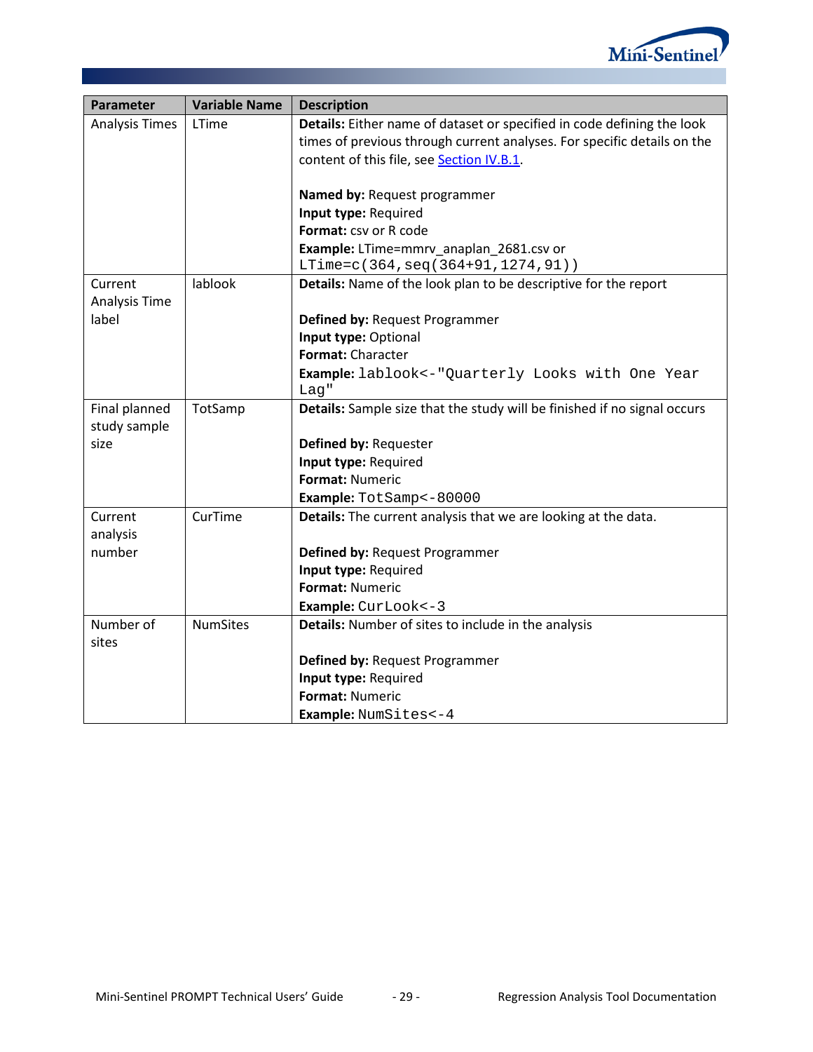| Parameter | Variable Name | Description |
|---|---|---|
| Analysis Times | LTime | **Details:** Either name of dataset or specified in code defining the look times of previous through current analyses. For specific details on the content of this file, see Section IV.B.1.<br><br>**Named by:** Request programmer<br>**Input type:** Required<br>**Format:** csv or R code<br>**Example:** LTime=mmrv_anaplan_2681.csv or `LTime=c(364,seq(364+91,1274,91))` |
| Current Analysis Time label | lablook | **Details:** Name of the look plan to be descriptive for the report<br><br>**Defined by:** Request Programmer<br>**Input type:** Optional<br>**Format:** Character<br>**Example:** `lablook<-"Quarterly Looks with One Year Lag"` |
| Final planned study sample size | TotSamp | **Details:** Sample size that the study will be finished if no signal occurs<br><br>**Defined by:** Requester<br>**Input type:** Required<br>**Format:** Numeric<br>**Example:** `TotSamp<-80000` |
| Current analysis number | CurTime | **Details:** The current analysis that we are looking at the data.<br><br>**Defined by:** Request Programmer<br>**Input type:** Required<br>**Format:** Numeric<br>**Example:** `CurLook<-3` |
| Number of sites | NumSites | **Details:** Number of sites to include in the analysis<br><br>**Defined by:** Request Programmer<br>**Input type:** Required<br>**Format:** Numeric<br>**Example:** `NumSites<-4` |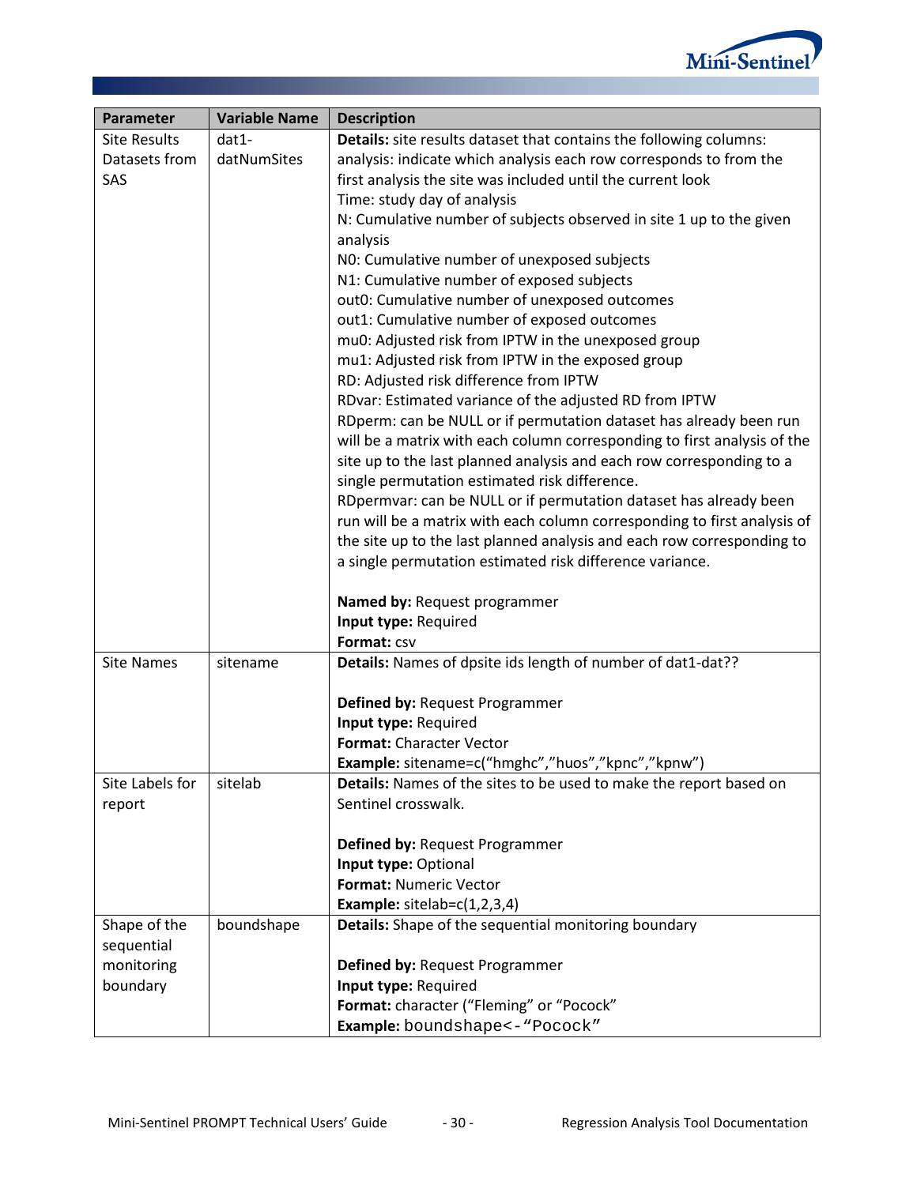| Parameter | Variable Name | Description |
|---|---|---|
| Site Results Datasets from SAS | dat1-datNumSites | **Details:** site results dataset that contains the following columns:<br>analysis: indicate which analysis each row corresponds to from the first analysis the site was included until the current look<br>Time: study day of analysis<br>N: Cumulative number of subjects observed in site 1 up to the given analysis<br>N0: Cumulative number of unexposed subjects<br>N1: Cumulative number of exposed subjects<br>out0: Cumulative number of unexposed outcomes<br>out1: Cumulative number of exposed outcomes<br>mu0: Adjusted risk from IPTW in the unexposed group<br>mu1: Adjusted risk from IPTW in the exposed group<br>RD: Adjusted risk difference from IPTW<br>RDvar: Estimated variance of the adjusted RD from IPTW<br>RDperm: can be NULL or if permutation dataset has already been run will be a matrix with each column corresponding to first analysis of the site up to the last planned analysis and each row corresponding to a single permutation estimated risk difference.<br>RDpermvar: can be NULL or if permutation dataset has already been run will be a matrix with each column corresponding to first analysis of the site up to the last planned analysis and each row corresponding to a single permutation estimated risk difference variance.<br><br>**Named by:** Request programmer<br>**Input type:** Required<br>**Format:** csv |
| Site Names | sitename | **Details:** Names of dpsite ids length of number of dat1-dat??<br><br>**Defined by:** Request Programmer<br>**Input type:** Required<br>**Format:** Character Vector<br>**Example:** sitename=c("hmghc","huos","kpnc","kpnw") |
| Site Labels for report | sitelab | **Details:** Names of the sites to be used to make the report based on Sentinel crosswalk.<br><br>**Defined by:** Request Programmer<br>**Input type:** Optional<br>**Format:** Numeric Vector<br>**Example:** sitelab=c(1,2,3,4) |
| Shape of the sequential monitoring boundary | boundshape | **Details:** Shape of the sequential monitoring boundary<br><br>**Defined by:** Request Programmer<br>**Input type:** Required<br>**Format:** character ("Fleming" or "Pocock"<br>**Example:** boundshape<-"Pocock" |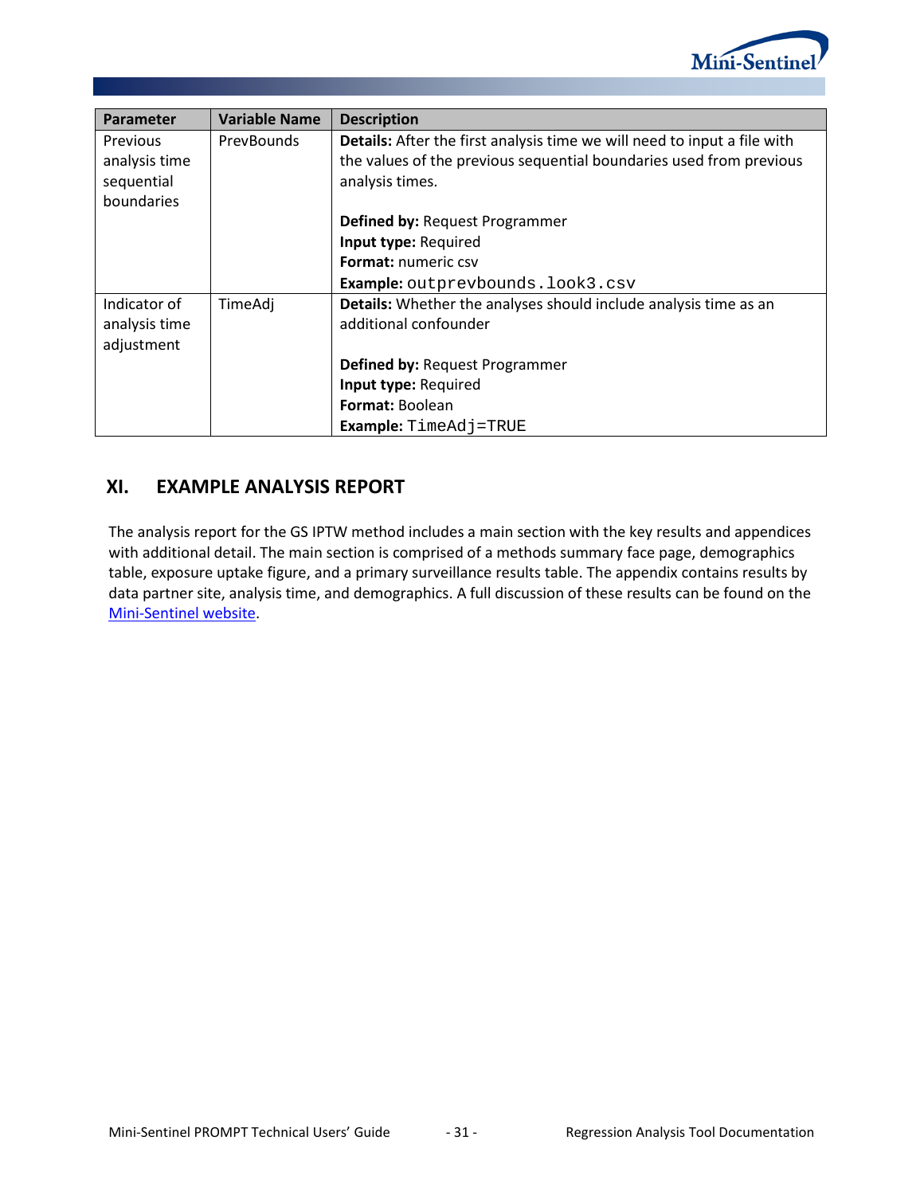| Parameter | Variable Name | Description |
|---|---|---|
| Previous analysis time sequential boundaries | PrevBounds | **Details:** After the first analysis time we will need to input a file with the values of the previous sequential boundaries used from previous analysis times.<br><br>**Defined by:** Request Programmer<br>**Input type:** Required<br>**Format:** numeric csv<br>**Example:** `outprevbounds.look3.csv` |
| Indicator of analysis time adjustment | TimeAdj | **Details:** Whether the analyses should include analysis time as an additional confounder<br><br>**Defined by:** Request Programmer<br>**Input type:** Required<br>**Format:** Boolean<br>**Example:** `TimeAdj=TRUE` |

## XI. EXAMPLE ANALYSIS REPORT

The analysis report for the GS IPTW method includes a main section with the key results and appendices with additional detail. The main section is comprised of a methods summary face page, demographics table, exposure uptake figure, and a primary surveillance results table. The appendix contains results by data partner site, analysis time, and demographics. A full discussion of these results can be found on the Mini-Sentinel website.